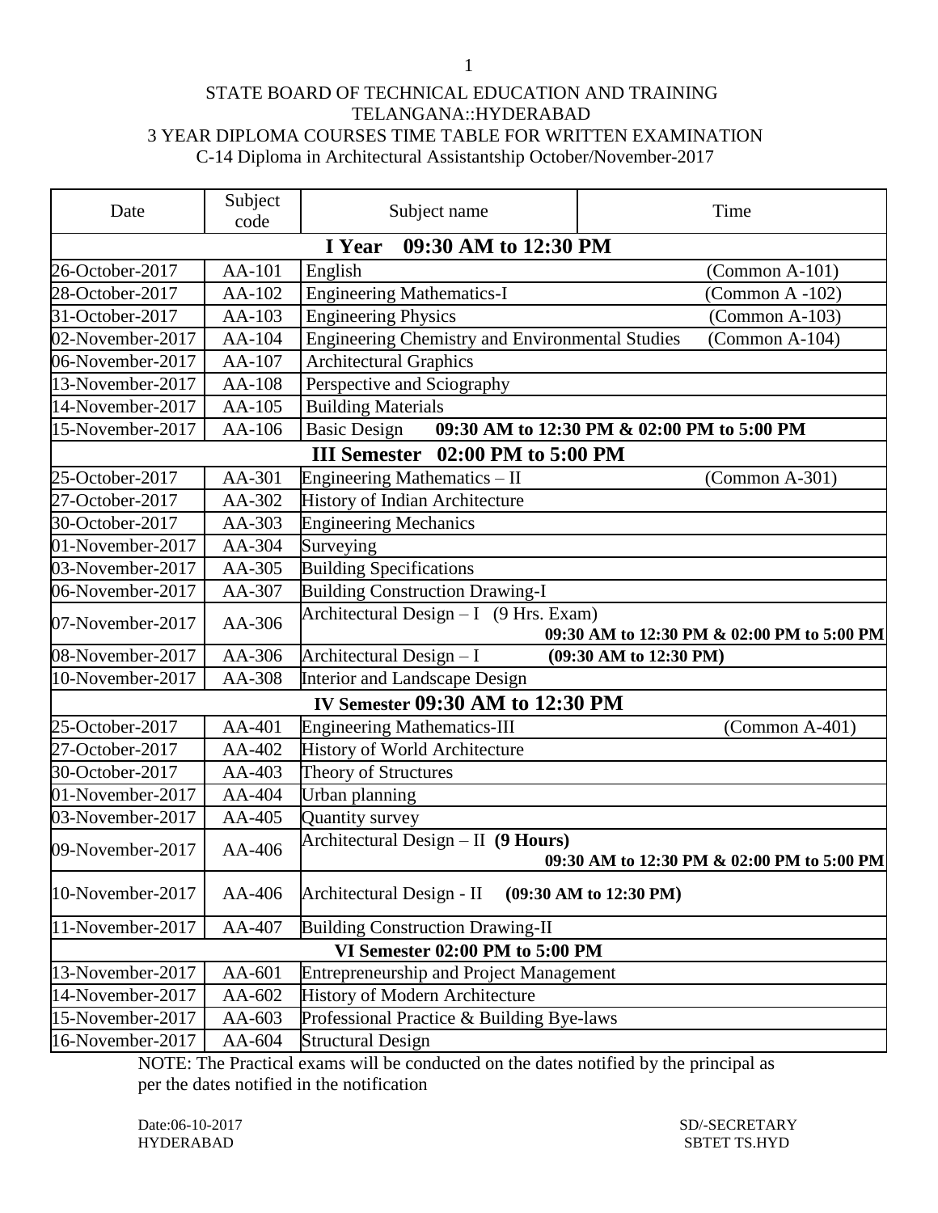STATE BOARD OF TECHNICAL EDUCATION AND TRAINING
TELANGANA::HYDERABAD
3 YEAR DIPLOMA COURSES TIME TABLE FOR WRITTEN EXAMINATION
C-14 Diploma in Architectural Assistantship October/November-2017

| Date | Subject code | Subject name | Time |
|---|---|---|---|
| **I Year 09:30 AM to 12:30 PM** | | | |
| 26-October-2017 | AA-101 | English | (Common A-101) |
| 28-October-2017 | AA-102 | Engineering Mathematics-I | (Common A -102) |
| 31-October-2017 | AA-103 | Engineering Physics | (Common A-103) |
| 02-November-2017 | AA-104 | Engineering Chemistry and Environmental Studies | (Common A-104) |
| 06-November-2017 | AA-107 | Architectural Graphics | |
| 13-November-2017 | AA-108 | Perspective and Sciography | |
| 14-November-2017 | AA-105 | Building Materials | |
| 15-November-2017 | AA-106 | Basic Design | **09:30 AM to 12:30 PM & 02:00 PM to 5:00 PM** |
| **III Semester 02:00 PM to 5:00 PM** | | | |
| 25-October-2017 | AA-301 | Engineering Mathematics – II | (Common A-301) |
| 27-October-2017 | AA-302 | History of Indian Architecture | |
| 30-October-2017 | AA-303 | Engineering Mechanics | |
| 01-November-2017 | AA-304 | Surveying | |
| 03-November-2017 | AA-305 | Building Specifications | |
| 06-November-2017 | AA-307 | Building Construction Drawing-I | |
| 07-November-2017 | AA-306 | Architectural Design – I (9 Hrs. Exam) | **09:30 AM to 12:30 PM & 02:00 PM to 5:00 PM** |
| 08-November-2017 | AA-306 | Architectural Design – I | **(09:30 AM to 12:30 PM)** |
| 10-November-2017 | AA-308 | Interior and Landscape Design | |
| **IV Semester 09:30 AM to 12:30 PM** | | | |
| 25-October-2017 | AA-401 | Engineering Mathematics-III | (Common A-401) |
| 27-October-2017 | AA-402 | History of World Architecture | |
| 30-October-2017 | AA-403 | Theory of Structures | |
| 01-November-2017 | AA-404 | Urban planning | |
| 03-November-2017 | AA-405 | Quantity survey | |
| 09-November-2017 | AA-406 | Architectural Design – II **(9 Hours)** | **09:30 AM to 12:30 PM & 02:00 PM to 5:00 PM** |
| 10-November-2017 | AA-406 | Architectural Design - II | **(09:30 AM to 12:30 PM)** |
| 11-November-2017 | AA-407 | Building Construction Drawing-II | |
| **VI Semester 02:00 PM to 5:00 PM** | | | |
| 13-November-2017 | AA-601 | Entrepreneurship and Project Management | |
| 14-November-2017 | AA-602 | History of Modern Architecture | |
| 15-November-2017 | AA-603 | Professional Practice & Building Bye-laws | |
| 16-November-2017 | AA-604 | Structural Design | |

NOTE: The Practical exams will be conducted on the dates notified by the principal as per the dates notified in the notification

Date:06-10-2017
HYDERABAD

SD/-SECRETARY
SBTET TS.HYD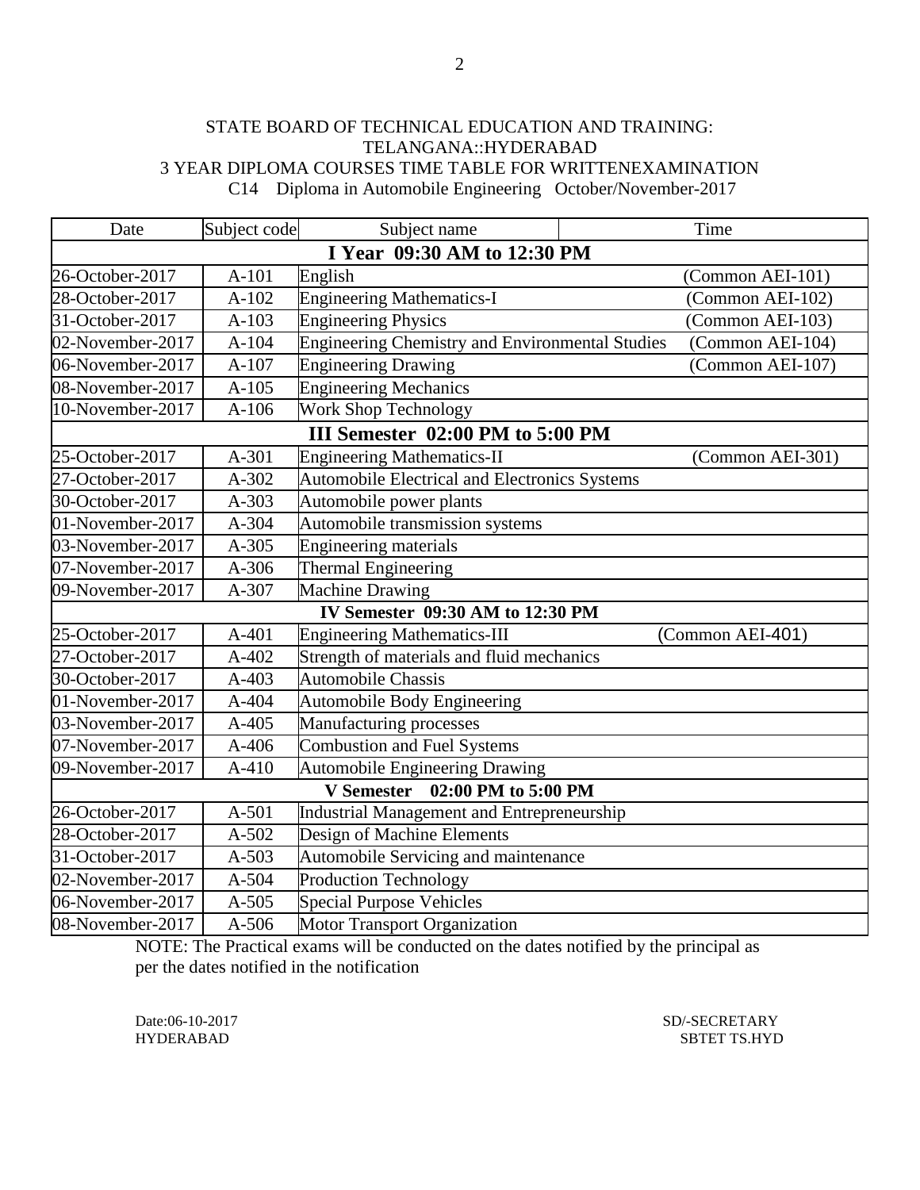STATE BOARD OF TECHNICAL EDUCATION AND TRAINING: TELANGANA::HYDERABAD

3 YEAR DIPLOMA COURSES TIME TABLE FOR WRITTENEXAMINATION

C14 Diploma in Automobile Engineering October/November-2017

| Date | Subject code | Subject name | Time |
|---|---|---|---|
| **I Year 09:30 AM to 12:30 PM** | | | |
| 26-October-2017 | A-101 | English | (Common AEI-101) |
| 28-October-2017 | A-102 | Engineering Mathematics-I | (Common AEI-102) |
| 31-October-2017 | A-103 | Engineering Physics | (Common AEI-103) |
| 02-November-2017 | A-104 | Engineering Chemistry and Environmental Studies | (Common AEI-104) |
| 06-November-2017 | A-107 | Engineering Drawing | (Common AEI-107) |
| 08-November-2017 | A-105 | Engineering Mechanics | |
| 10-November-2017 | A-106 | Work Shop Technology | |
| **III Semester 02:00 PM to 5:00 PM** | | | |
| 25-October-2017 | A-301 | Engineering Mathematics-II | (Common AEI-301) |
| 27-October-2017 | A-302 | Automobile Electrical and Electronics Systems | |
| 30-October-2017 | A-303 | Automobile power plants | |
| 01-November-2017 | A-304 | Automobile transmission systems | |
| 03-November-2017 | A-305 | Engineering materials | |
| 07-November-2017 | A-306 | Thermal Engineering | |
| 09-November-2017 | A-307 | Machine Drawing | |
| **IV Semester 09:30 AM to 12:30 PM** | | | |
| 25-October-2017 | A-401 | Engineering Mathematics-III | (Common AEI-401) |
| 27-October-2017 | A-402 | Strength of materials and fluid mechanics | |
| 30-October-2017 | A-403 | Automobile Chassis | |
| 01-November-2017 | A-404 | Automobile Body Engineering | |
| 03-November-2017 | A-405 | Manufacturing processes | |
| 07-November-2017 | A-406 | Combustion and Fuel Systems | |
| 09-November-2017 | A-410 | Automobile Engineering Drawing | |
| **V Semester 02:00 PM to 5:00 PM** | | | |
| 26-October-2017 | A-501 | Industrial Management and Entrepreneurship | |
| 28-October-2017 | A-502 | Design of Machine Elements | |
| 31-October-2017 | A-503 | Automobile Servicing and maintenance | |
| 02-November-2017 | A-504 | Production Technology | |
| 06-November-2017 | A-505 | Special Purpose Vehicles | |
| 08-November-2017 | A-506 | Motor Transport Organization | |

NOTE: The Practical exams will be conducted on the dates notified by the principal as per the dates notified in the notification

Date:06-10-2017
HYDERABAD

SD/-SECRETARY
SBTET TS.HYD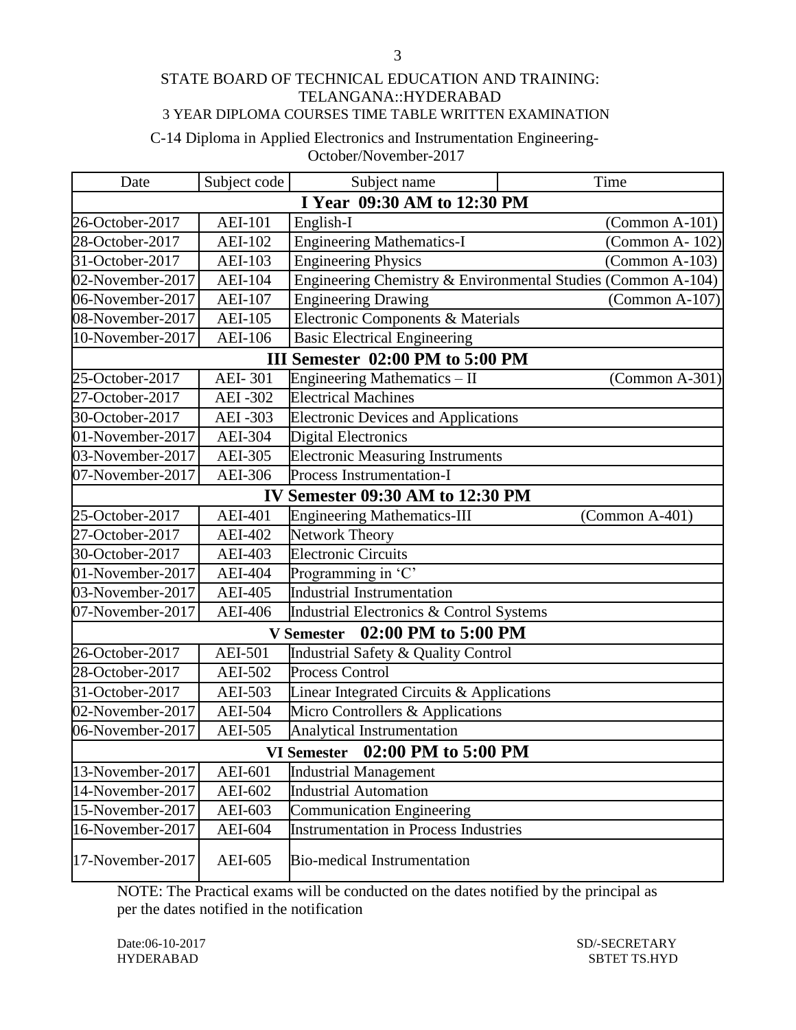STATE BOARD OF TECHNICAL EDUCATION AND TRAINING: TELANGANA::HYDERABAD

3 YEAR DIPLOMA COURSES TIME TABLE WRITTEN EXAMINATION

C-14 Diploma in Applied Electronics and Instrumentation Engineering-October/November-2017

| Date | Subject code | Subject name | Time |
|---|---|---|---|
| **I Year 09:30 AM to 12:30 PM** | | | |
| 26-October-2017 | AEI-101 | English-I | (Common A-101) |
| 28-October-2017 | AEI-102 | Engineering Mathematics-I | (Common A- 102) |
| 31-October-2017 | AEI-103 | Engineering Physics | (Common A-103) |
| 02-November-2017 | AEI-104 | Engineering Chemistry & Environmental Studies (Common A-104) | |
| 06-November-2017 | AEI-107 | Engineering Drawing | (Common A-107) |
| 08-November-2017 | AEI-105 | Electronic Components & Materials | |
| 10-November-2017 | AEI-106 | Basic Electrical Engineering | |
| **III Semester 02:00 PM to 5:00 PM** | | | |
| 25-October-2017 | AEI- 301 | Engineering Mathematics – II | (Common A-301) |
| 27-October-2017 | AEI -302 | Electrical Machines | |
| 30-October-2017 | AEI -303 | Electronic Devices and Applications | |
| 01-November-2017 | AEI-304 | Digital Electronics | |
| 03-November-2017 | AEI-305 | Electronic Measuring Instruments | |
| 07-November-2017 | AEI-306 | Process Instrumentation-I | |
| **IV Semester 09:30 AM to 12:30 PM** | | | |
| 25-October-2017 | AEI-401 | Engineering Mathematics-III | (Common A-401) |
| 27-October-2017 | AEI-402 | Network Theory | |
| 30-October-2017 | AEI-403 | Electronic Circuits | |
| 01-November-2017 | AEI-404 | Programming in 'C' | |
| 03-November-2017 | AEI-405 | Industrial Instrumentation | |
| 07-November-2017 | AEI-406 | Industrial Electronics & Control Systems | |
| **V Semester 02:00 PM to 5:00 PM** | | | |
| 26-October-2017 | AEI-501 | Industrial Safety & Quality Control | |
| 28-October-2017 | AEI-502 | Process Control | |
| 31-October-2017 | AEI-503 | Linear Integrated Circuits & Applications | |
| 02-November-2017 | AEI-504 | Micro Controllers & Applications | |
| 06-November-2017 | AEI-505 | Analytical Instrumentation | |
| **VI Semester 02:00 PM to 5:00 PM** | | | |
| 13-November-2017 | AEI-601 | Industrial Management | |
| 14-November-2017 | AEI-602 | Industrial Automation | |
| 15-November-2017 | AEI-603 | Communication Engineering | |
| 16-November-2017 | AEI-604 | Instrumentation in Process Industries | |
| 17-November-2017 | AEI-605 | Bio-medical Instrumentation | |

NOTE: The Practical exams will be conducted on the dates notified by the principal as per the dates notified in the notification

Date:06-10-2017
HYDERABAD

SD/-SECRETARY
SBTET TS.HYD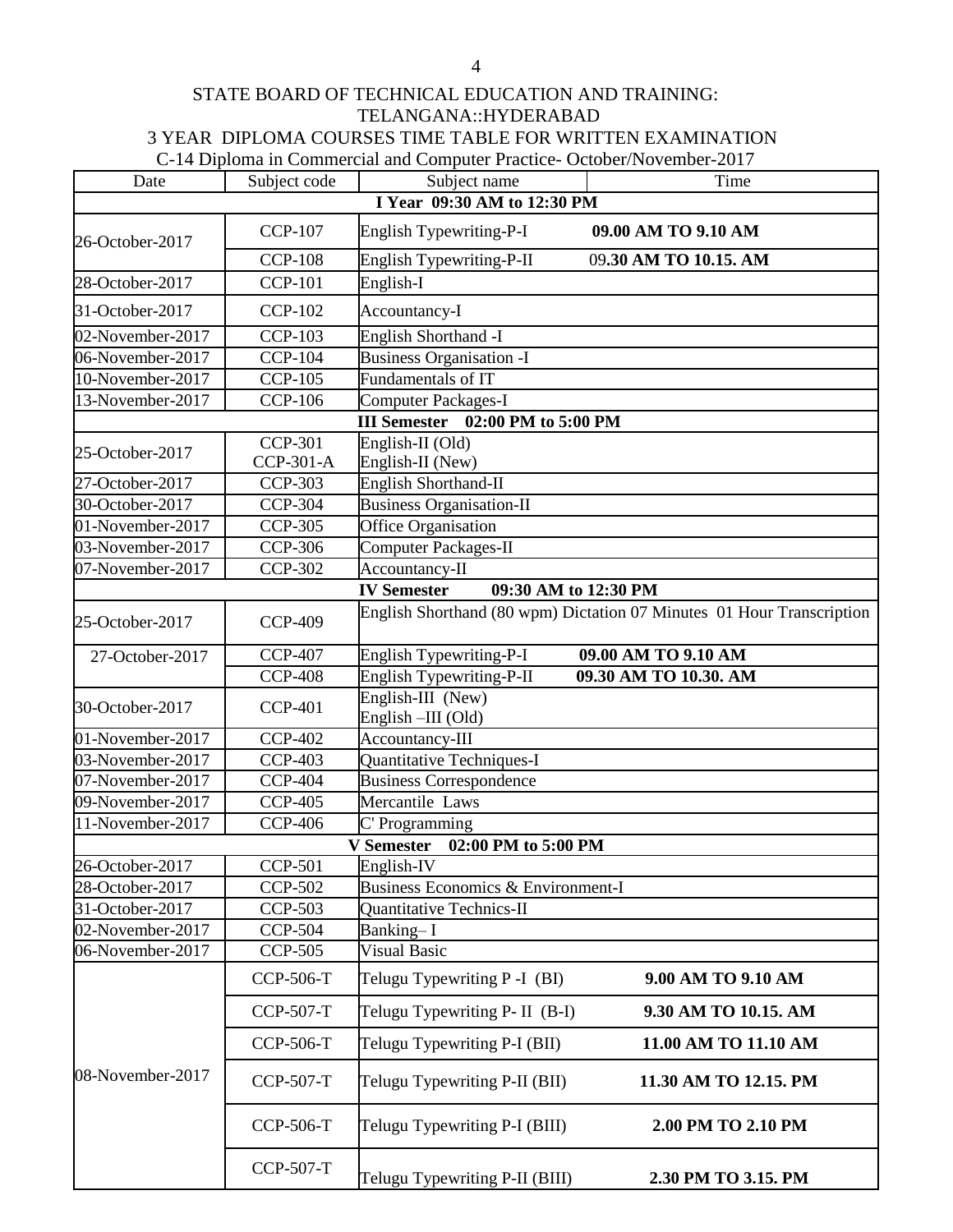STATE BOARD OF TECHNICAL EDUCATION AND TRAINING: TELANGANA::HYDERABAD

3 YEAR DIPLOMA COURSES TIME TABLE FOR WRITTEN EXAMINATION

C-14 Diploma in Commercial and Computer Practice- October/November-2017

| Date | Subject code | Subject name | Time |
|---|---|---|---|
| **I Year 09:30 AM to 12:30 PM** | | | |
| 26-October-2017 | CCP-107 | English Typewriting-P-I | **09.00 AM TO 9.10 AM** |
| | CCP-108 | English Typewriting-P-II | 09**.30 AM TO 10.15. AM** |
| 28-October-2017 | CCP-101 | English-I | |
| 31-October-2017 | CCP-102 | Accountancy-I | |
| 02-November-2017 | CCP-103 | English Shorthand -I | |
| 06-November-2017 | CCP-104 | Business Organisation -I | |
| 10-November-2017 | CCP-105 | Fundamentals of IT | |
| 13-November-2017 | CCP-106 | Computer Packages-I | |
| **III Semester 02:00 PM to 5:00 PM** | | | |
| 25-October-2017 | CCP-301<br>CCP-301-A | English-II (Old)<br>English-II (New) | |
| 27-October-2017 | CCP-303 | English Shorthand-II | |
| 30-October-2017 | CCP-304 | Business Organisation-II | |
| 01-November-2017 | CCP-305 | Office Organisation | |
| 03-November-2017 | CCP-306 | Computer Packages-II | |
| 07-November-2017 | CCP-302 | Accountancy-II | |
| **IV Semester 09:30 AM to 12:30 PM** | | | |
| 25-October-2017 | CCP-409 | English Shorthand (80 wpm) Dictation 07 Minutes 01 Hour Transcription | |
| 27-October-2017 | CCP-407 | English Typewriting-P-I | **09.00 AM TO 9.10 AM** |
| | CCP-408 | English Typewriting-P-II | **09.30 AM TO 10.30. AM** |
| 30-October-2017 | CCP-401 | English-III (New)<br>English –III (Old) | |
| 01-November-2017 | CCP-402 | Accountancy-III | |
| 03-November-2017 | CCP-403 | Quantitative Techniques-I | |
| 07-November-2017 | CCP-404 | Business Correspondence | |
| 09-November-2017 | CCP-405 | Mercantile Laws | |
| 11-November-2017 | CCP-406 | C' Programming | |
| **V Semester 02:00 PM to 5:00 PM** | | | |
| 26-October-2017 | CCP-501 | English-IV | |
| 28-October-2017 | CCP-502 | Business Economics & Environment-I | |
| 31-October-2017 | CCP-503 | Quantitative Technics-II | |
| 02-November-2017 | CCP-504 | Banking– I | |
| 06-November-2017 | CCP-505 | Visual Basic | |
| 08-November-2017 | CCP-506-T | Telugu Typewriting P -I (BI) | **9.00 AM TO 9.10 AM** |
| | CCP-507-T | Telugu Typewriting P- II (B-I) | **9.30 AM TO 10.15. AM** |
| | CCP-506-T | Telugu Typewriting P-I (BII) | **11.00 AM TO 11.10 AM** |
| | CCP-507-T | Telugu Typewriting P-II (BII) | **11.30 AM TO 12.15. PM** |
| | CCP-506-T | Telugu Typewriting P-I (BIII) | **2.00 PM TO 2.10 PM** |
| | CCP-507-T | Telugu Typewriting P-II (BIII) | **2.30 PM TO 3.15. PM** |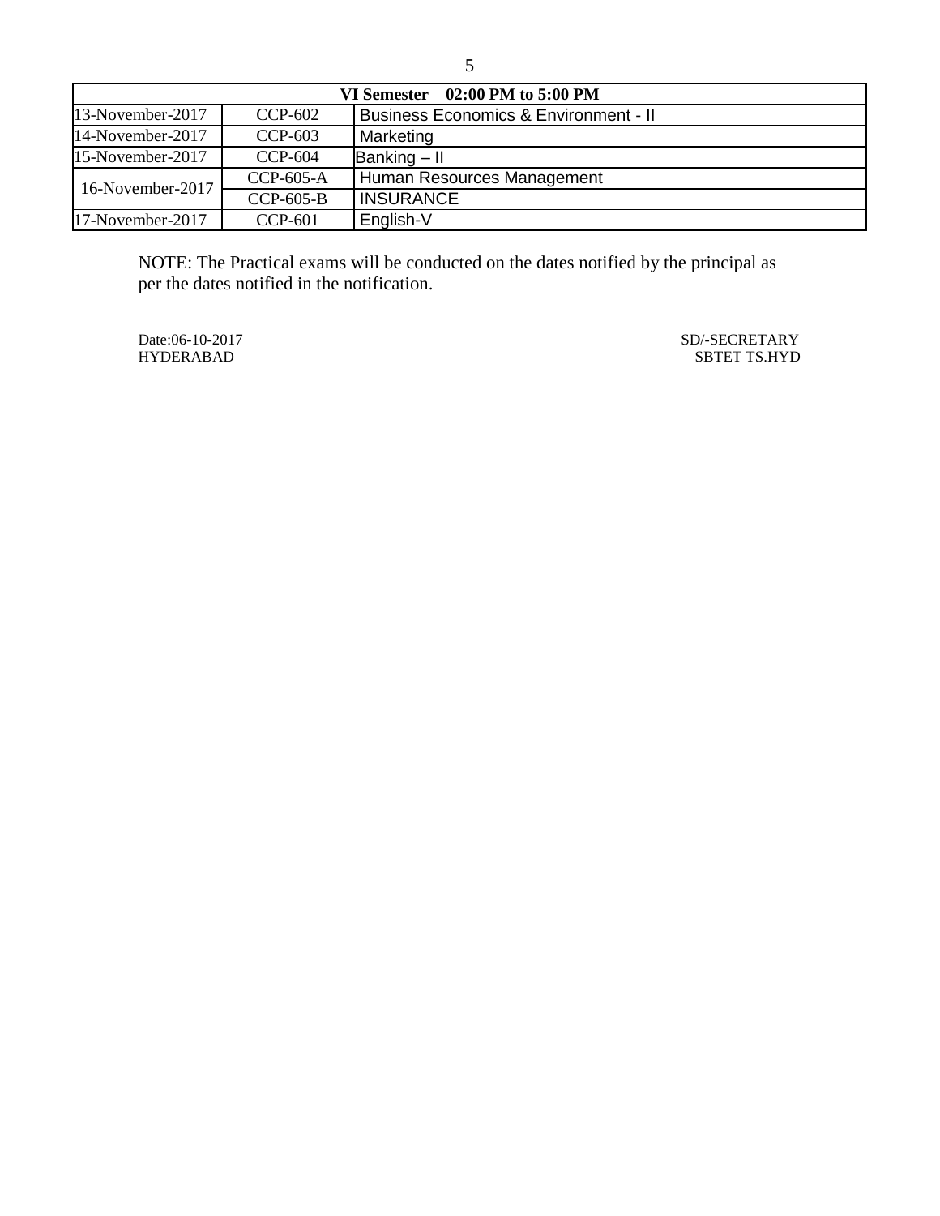| VI Semester 02:00 PM to 5:00 PM | | |
|---|---|---|
| 13-November-2017 | CCP-602 | Business Economics & Environment - II |
| 14-November-2017 | CCP-603 | Marketing |
| 15-November-2017 | CCP-604 | Banking – II |
| 16-November-2017 | CCP-605-A | Human Resources Management |
| | CCP-605-B | INSURANCE |
| 17-November-2017 | CCP-601 | English-V |

NOTE: The Practical exams will be conducted on the dates notified by the principal as per the dates notified in the notification.

Date:06-10-2017
HYDERABAD

SD/-SECRETARY
SBTET TS.HYD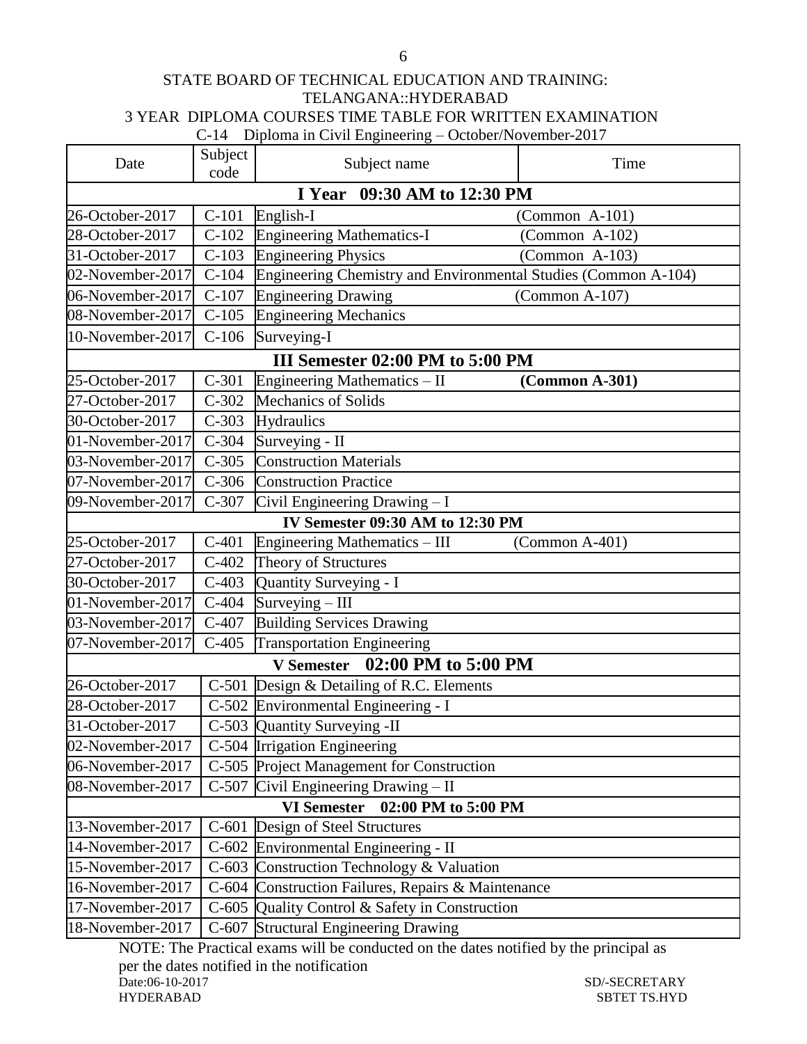STATE BOARD OF TECHNICAL EDUCATION AND TRAINING: TELANGANA::HYDERABAD

3 YEAR DIPLOMA COURSES TIME TABLE FOR WRITTEN EXAMINATION

C-14 Diploma in Civil Engineering – October/November-2017

| Date | Subject code | Subject name | Time |
|---|---|---|---|
| **I Year 09:30 AM to 12:30 PM** | | | |
| 26-October-2017 | C-101 | English-I | (Common A-101) |
| 28-October-2017 | C-102 | Engineering Mathematics-I | (Common A-102) |
| 31-October-2017 | C-103 | Engineering Physics | (Common A-103) |
| 02-November-2017 | C-104 | Engineering Chemistry and Environmental Studies (Common A-104) | |
| 06-November-2017 | C-107 | Engineering Drawing | (Common A-107) |
| 08-November-2017 | C-105 | Engineering Mechanics | |
| 10-November-2017 | C-106 | Surveying-I | |
| **III Semester 02:00 PM to 5:00 PM** | | | |
| 25-October-2017 | C-301 | Engineering Mathematics – II | **(Common A-301)** |
| 27-October-2017 | C-302 | Mechanics of Solids | |
| 30-October-2017 | C-303 | Hydraulics | |
| 01-November-2017 | C-304 | Surveying - II | |
| 03-November-2017 | C-305 | Construction Materials | |
| 07-November-2017 | C-306 | Construction Practice | |
| 09-November-2017 | C-307 | Civil Engineering Drawing – I | |
| **IV Semester 09:30 AM to 12:30 PM** | | | |
| 25-October-2017 | C-401 | Engineering Mathematics – III | (Common A-401) |
| 27-October-2017 | C-402 | Theory of Structures | |
| 30-October-2017 | C-403 | Quantity Surveying - I | |
| 01-November-2017 | C-404 | Surveying – III | |
| 03-November-2017 | C-407 | Building Services Drawing | |
| 07-November-2017 | C-405 | Transportation Engineering | |
| **V Semester 02:00 PM to 5:00 PM** | | | |
| 26-October-2017 | C-501 | Design & Detailing of R.C. Elements | |
| 28-October-2017 | C-502 | Environmental Engineering - I | |
| 31-October-2017 | C-503 | Quantity Surveying -II | |
| 02-November-2017 | C-504 | Irrigation Engineering | |
| 06-November-2017 | C-505 | Project Management for Construction | |
| 08-November-2017 | C-507 | Civil Engineering Drawing – II | |
| **VI Semester 02:00 PM to 5:00 PM** | | | |
| 13-November-2017 | C-601 | Design of Steel Structures | |
| 14-November-2017 | C-602 | Environmental Engineering - II | |
| 15-November-2017 | C-603 | Construction Technology & Valuation | |
| 16-November-2017 | C-604 | Construction Failures, Repairs & Maintenance | |
| 17-November-2017 | C-605 | Quality Control & Safety in Construction | |
| 18-November-2017 | C-607 | Structural Engineering Drawing | |

NOTE: The Practical exams will be conducted on the dates notified by the principal as per the dates notified in the notification

Date:06-10-2017
HYDERABAD

SD/-SECRETARY
SBTET TS.HYD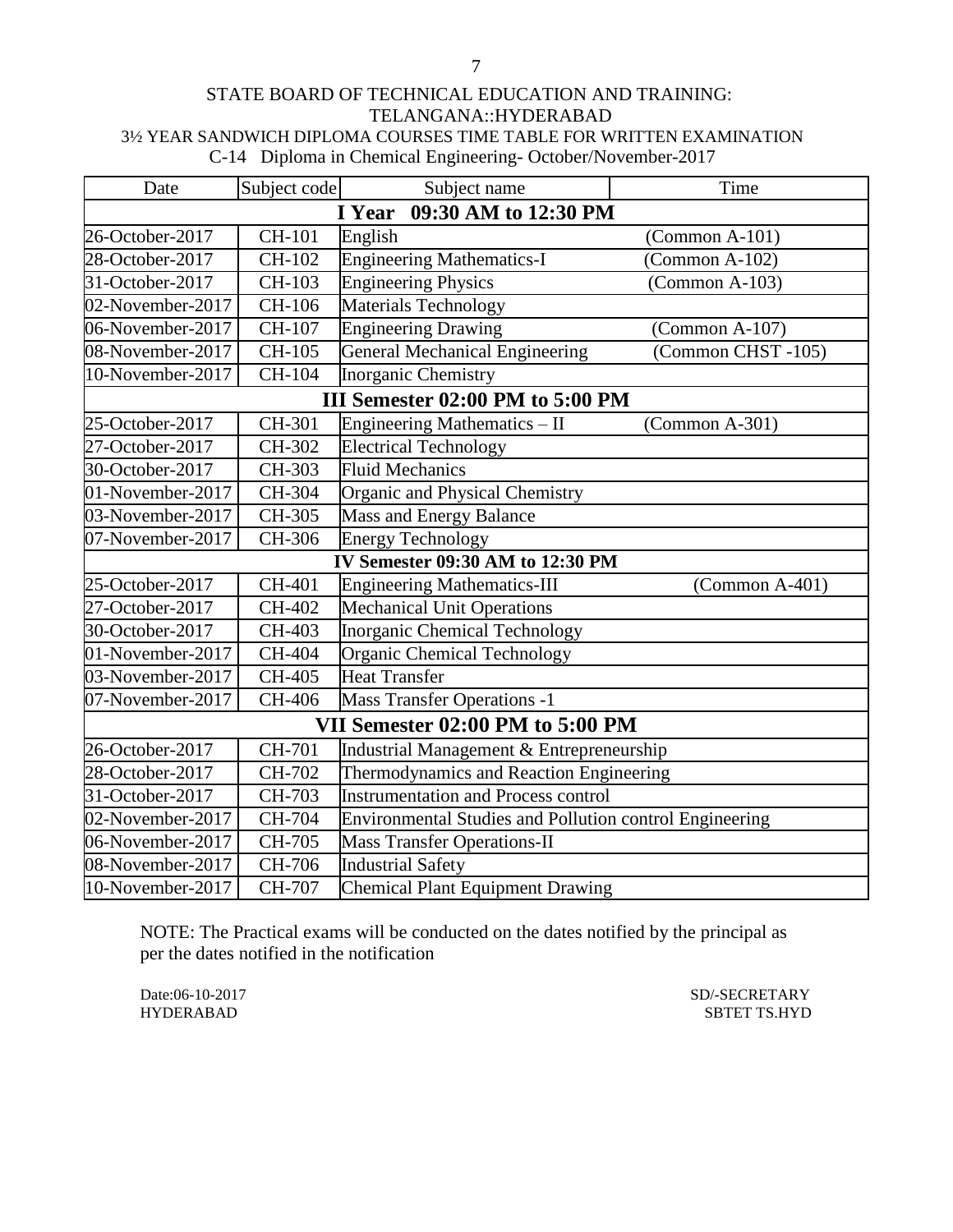STATE BOARD OF TECHNICAL EDUCATION AND TRAINING:
TELANGANA::HYDERABAD

3½ YEAR SANDWICH DIPLOMA COURSES TIME TABLE FOR WRITTEN EXAMINATION

C-14 Diploma in Chemical Engineering- October/November-2017

| Date | Subject code | Subject name | Time |
|---|---|---|---|
| **I Year 09:30 AM to 12:30 PM** | | | |
| 26-October-2017 | CH-101 | English | (Common A-101) |
| 28-October-2017 | CH-102 | Engineering Mathematics-I | (Common A-102) |
| 31-October-2017 | CH-103 | Engineering Physics | (Common A-103) |
| 02-November-2017 | CH-106 | Materials Technology | |
| 06-November-2017 | CH-107 | Engineering Drawing | (Common A-107) |
| 08-November-2017 | CH-105 | General Mechanical Engineering | (Common CHST -105) |
| 10-November-2017 | CH-104 | Inorganic Chemistry | |
| **III Semester 02:00 PM to 5:00 PM** | | | |
| 25-October-2017 | CH-301 | Engineering Mathematics – II | (Common A-301) |
| 27-October-2017 | CH-302 | Electrical Technology | |
| 30-October-2017 | CH-303 | Fluid Mechanics | |
| 01-November-2017 | CH-304 | Organic and Physical Chemistry | |
| 03-November-2017 | CH-305 | Mass and Energy Balance | |
| 07-November-2017 | CH-306 | Energy Technology | |
| **IV Semester 09:30 AM to 12:30 PM** | | | |
| 25-October-2017 | CH-401 | Engineering Mathematics-III | (Common A-401) |
| 27-October-2017 | CH-402 | Mechanical Unit Operations | |
| 30-October-2017 | CH-403 | Inorganic Chemical Technology | |
| 01-November-2017 | CH-404 | Organic Chemical Technology | |
| 03-November-2017 | CH-405 | Heat Transfer | |
| 07-November-2017 | CH-406 | Mass Transfer Operations -1 | |
| **VII Semester 02:00 PM to 5:00 PM** | | | |
| 26-October-2017 | CH-701 | Industrial Management & Entrepreneurship | |
| 28-October-2017 | CH-702 | Thermodynamics and Reaction Engineering | |
| 31-October-2017 | CH-703 | Instrumentation and Process control | |
| 02-November-2017 | CH-704 | Environmental Studies and Pollution control Engineering | |
| 06-November-2017 | CH-705 | Mass Transfer Operations-II | |
| 08-November-2017 | CH-706 | Industrial Safety | |
| 10-November-2017 | CH-707 | Chemical Plant Equipment Drawing | |

NOTE: The Practical exams will be conducted on the dates notified by the principal as per the dates notified in the notification

Date:06-10-2017
HYDERABAD

SD/-SECRETARY
SBTET TS.HYD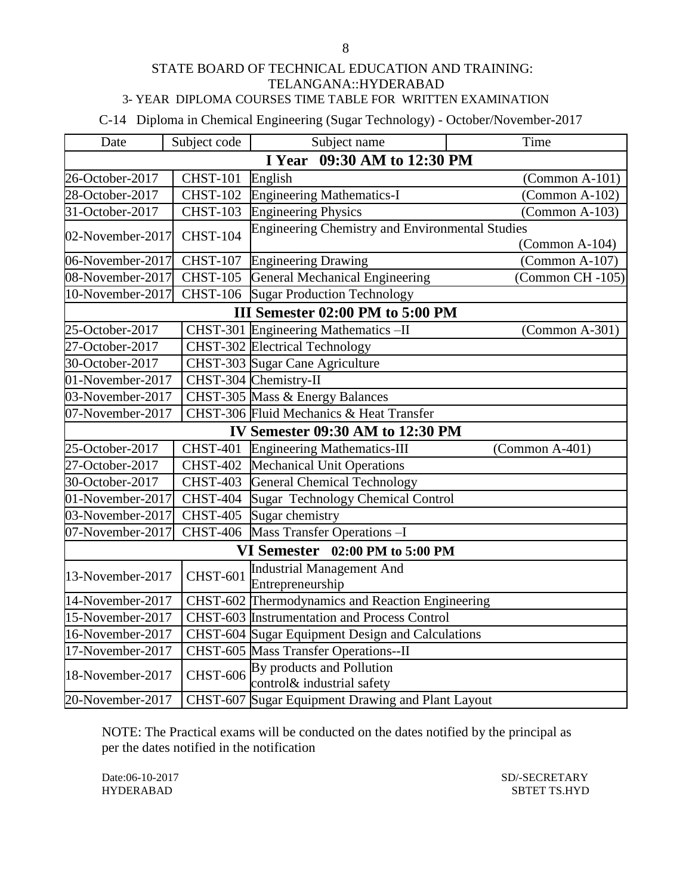STATE BOARD OF TECHNICAL EDUCATION AND TRAINING: TELANGANA::HYDERABAD

3- YEAR DIPLOMA COURSES TIME TABLE FOR WRITTEN EXAMINATION

C-14 Diploma in Chemical Engineering (Sugar Technology) - October/November-2017

| Date | Subject code | Subject name | Time |
|---|---|---|---|
| **I Year 09:30 AM to 12:30 PM** | | | |
| 26-October-2017 | CHST-101 | English | (Common A-101) |
| 28-October-2017 | CHST-102 | Engineering Mathematics-I | (Common A-102) |
| 31-October-2017 | CHST-103 | Engineering Physics | (Common A-103) |
| 02-November-2017 | CHST-104 | Engineering Chemistry and Environmental Studies | (Common A-104) |
| 06-November-2017 | CHST-107 | Engineering Drawing | (Common A-107) |
| 08-November-2017 | CHST-105 | General Mechanical Engineering | (Common CH -105) |
| 10-November-2017 | CHST-106 | Sugar Production Technology | |
| **III Semester 02:00 PM to 5:00 PM** | | | |
| 25-October-2017 | CHST-301 | Engineering Mathematics –II | (Common A-301) |
| 27-October-2017 | CHST-302 | Electrical Technology | |
| 30-October-2017 | CHST-303 | Sugar Cane Agriculture | |
| 01-November-2017 | CHST-304 | Chemistry-II | |
| 03-November-2017 | CHST-305 | Mass & Energy Balances | |
| 07-November-2017 | CHST-306 | Fluid Mechanics & Heat Transfer | |
| **IV Semester 09:30 AM to 12:30 PM** | | | |
| 25-October-2017 | CHST-401 | Engineering Mathematics-III | (Common A-401) |
| 27-October-2017 | CHST-402 | Mechanical Unit Operations | |
| 30-October-2017 | CHST-403 | General Chemical Technology | |
| 01-November-2017 | CHST-404 | Sugar Technology Chemical Control | |
| 03-November-2017 | CHST-405 | Sugar chemistry | |
| 07-November-2017 | CHST-406 | Mass Transfer Operations –I | |
| **VI Semester 02:00 PM to 5:00 PM** | | | |
| 13-November-2017 | CHST-601 | Industrial Management And Entrepreneurship | |
| 14-November-2017 | CHST-602 | Thermodynamics and Reaction Engineering | |
| 15-November-2017 | CHST-603 | Instrumentation and Process Control | |
| 16-November-2017 | CHST-604 | Sugar Equipment Design and Calculations | |
| 17-November-2017 | CHST-605 | Mass Transfer Operations--II | |
| 18-November-2017 | CHST-606 | By products and Pollution control& industrial safety | |
| 20-November-2017 | CHST-607 | Sugar Equipment Drawing and Plant Layout | |

NOTE: The Practical exams will be conducted on the dates notified by the principal as per the dates notified in the notification

Date:06-10-2017
HYDERABAD

SD/-SECRETARY
SBTET TS.HYD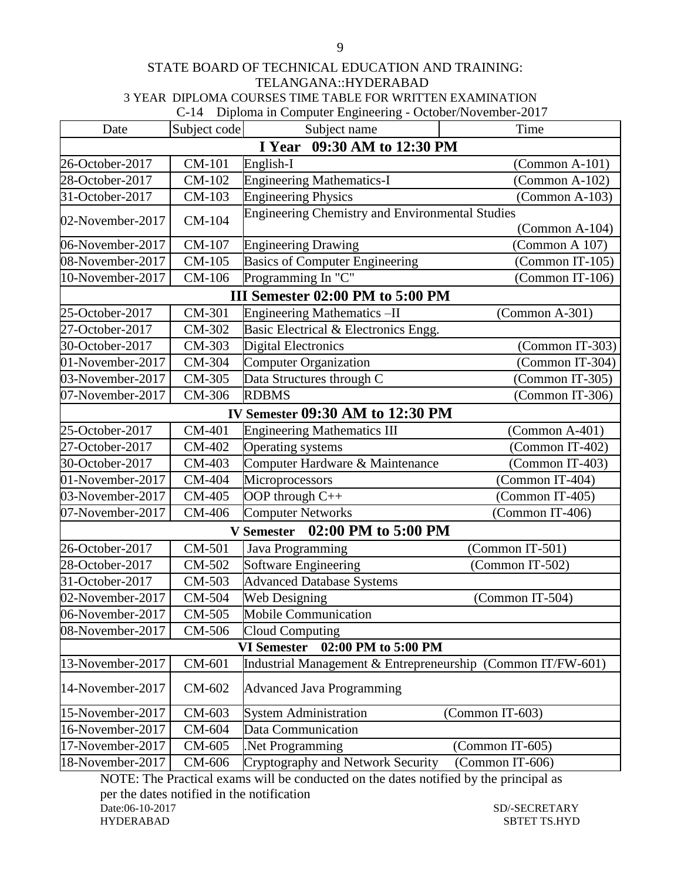STATE BOARD OF TECHNICAL EDUCATION AND TRAINING: TELANGANA::HYDERABAD

3 YEAR DIPLOMA COURSES TIME TABLE FOR WRITTEN EXAMINATION

C-14 Diploma in Computer Engineering - October/November-2017

| Date | Subject code | Subject name | Time |
|---|---|---|---|
| **I Year 09:30 AM to 12:30 PM** | | | |
| 26-October-2017 | CM-101 | English-I | (Common A-101) |
| 28-October-2017 | CM-102 | Engineering Mathematics-I | (Common A-102) |
| 31-October-2017 | CM-103 | Engineering Physics | (Common A-103) |
| 02-November-2017 | CM-104 | Engineering Chemistry and Environmental Studies | (Common A-104) |
| 06-November-2017 | CM-107 | Engineering Drawing | (Common A 107) |
| 08-November-2017 | CM-105 | Basics of Computer Engineering | (Common IT-105) |
| 10-November-2017 | CM-106 | Programming In "C" | (Common IT-106) |
| **III Semester 02:00 PM to 5:00 PM** | | | |
| 25-October-2017 | CM-301 | Engineering Mathematics –II | (Common A-301) |
| 27-October-2017 | CM-302 | Basic Electrical & Electronics Engg. | |
| 30-October-2017 | CM-303 | Digital Electronics | (Common IT-303) |
| 01-November-2017 | CM-304 | Computer Organization | (Common IT-304) |
| 03-November-2017 | CM-305 | Data Structures through C | (Common IT-305) |
| 07-November-2017 | CM-306 | RDBMS | (Common IT-306) |
| **IV Semester 09:30 AM to 12:30 PM** | | | |
| 25-October-2017 | CM-401 | Engineering Mathematics III | (Common A-401) |
| 27-October-2017 | CM-402 | Operating systems | (Common IT-402) |
| 30-October-2017 | CM-403 | Computer Hardware & Maintenance | (Common IT-403) |
| 01-November-2017 | CM-404 | Microprocessors | (Common IT-404) |
| 03-November-2017 | CM-405 | OOP through C++ | (Common IT-405) |
| 07-November-2017 | CM-406 | Computer Networks | (Common IT-406) |
| **V Semester 02:00 PM to 5:00 PM** | | | |
| 26-October-2017 | CM-501 | Java Programming | (Common IT-501) |
| 28-October-2017 | CM-502 | Software Engineering | (Common IT-502) |
| 31-October-2017 | CM-503 | Advanced Database Systems | |
| 02-November-2017 | CM-504 | Web Designing | (Common IT-504) |
| 06-November-2017 | CM-505 | Mobile Communication | |
| 08-November-2017 | CM-506 | Cloud Computing | |
| **VI Semester 02:00 PM to 5:00 PM** | | | |
| 13-November-2017 | CM-601 | Industrial Management & Entrepreneurship | (Common IT/FW-601) |
| 14-November-2017 | CM-602 | Advanced Java Programming | |
| 15-November-2017 | CM-603 | System Administration | (Common IT-603) |
| 16-November-2017 | CM-604 | Data Communication | |
| 17-November-2017 | CM-605 | .Net Programming | (Common IT-605) |
| 18-November-2017 | CM-606 | Cryptography and Network Security | (Common IT-606) |

NOTE: The Practical exams will be conducted on the dates notified by the principal as per the dates notified in the notification

Date:06-10-2017
HYDERABAD

SD/-SECRETARY
SBTET TS.HYD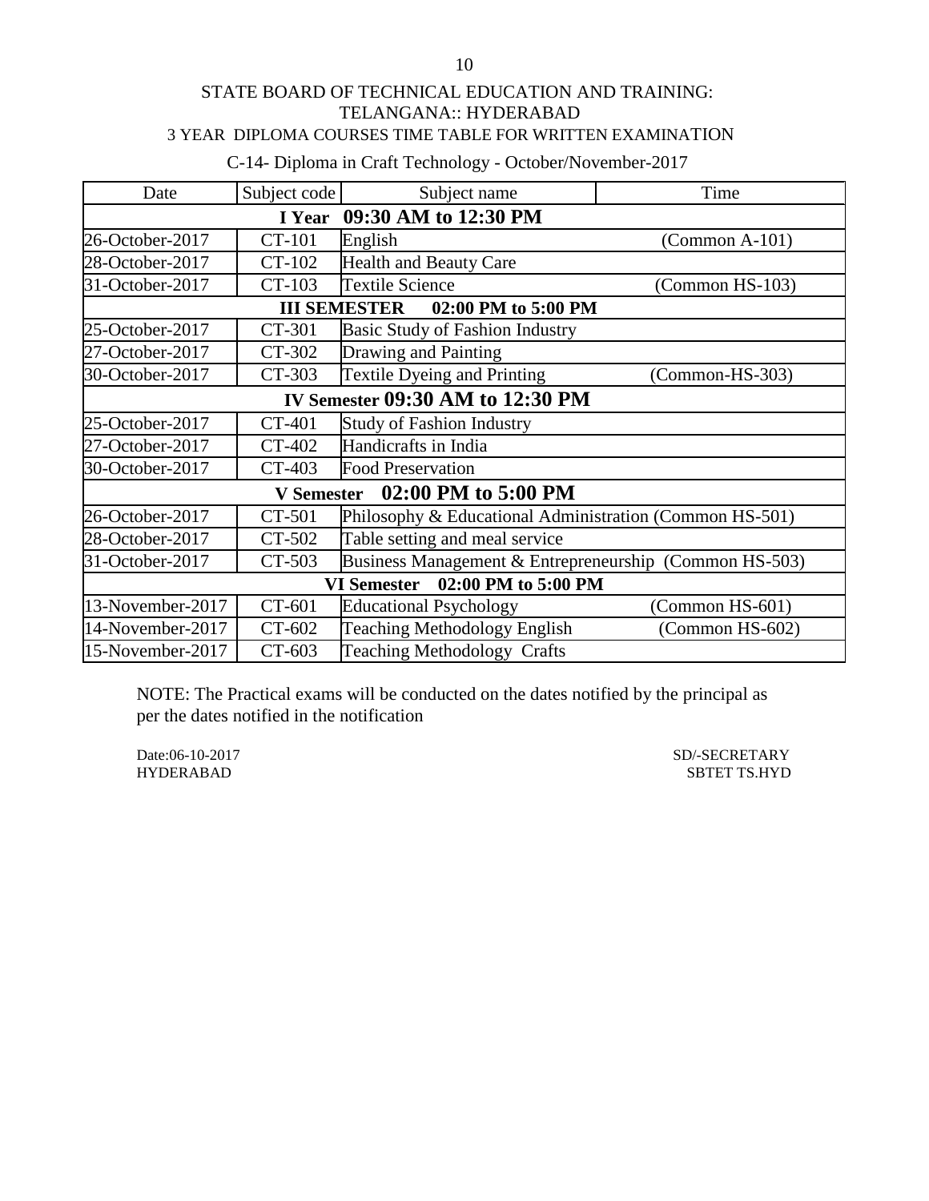STATE BOARD OF TECHNICAL EDUCATION AND TRAINING:
TELANGANA:: HYDERABAD

3 YEAR DIPLOMA COURSES TIME TABLE FOR WRITTEN EXAMINATION

C-14- Diploma in Craft Technology - October/November-2017

| Date | Subject code | Subject name | Time |
|---|---|---|---|
| **I Year 09:30 AM to 12:30 PM** | | | |
| 26-October-2017 | CT-101 | English | (Common A-101) |
| 28-October-2017 | CT-102 | Health and Beauty Care | |
| 31-October-2017 | CT-103 | Textile Science | (Common HS-103) |
| **III SEMESTER 02:00 PM to 5:00 PM** | | | |
| 25-October-2017 | CT-301 | Basic Study of Fashion Industry | |
| 27-October-2017 | CT-302 | Drawing and Painting | |
| 30-October-2017 | CT-303 | Textile Dyeing and Printing | (Common-HS-303) |
| **IV Semester 09:30 AM to 12:30 PM** | | | |
| 25-October-2017 | CT-401 | Study of Fashion Industry | |
| 27-October-2017 | CT-402 | Handicrafts in India | |
| 30-October-2017 | CT-403 | Food Preservation | |
| **V Semester 02:00 PM to 5:00 PM** | | | |
| 26-October-2017 | CT-501 | Philosophy & Educational Administration (Common HS-501) | |
| 28-October-2017 | CT-502 | Table setting and meal service | |
| 31-October-2017 | CT-503 | Business Management & Entrepreneurship (Common HS-503) | |
| **VI Semester 02:00 PM to 5:00 PM** | | | |
| 13-November-2017 | CT-601 | Educational Psychology | (Common HS-601) |
| 14-November-2017 | CT-602 | Teaching Methodology English | (Common HS-602) |
| 15-November-2017 | CT-603 | Teaching Methodology Crafts | |

NOTE: The Practical exams will be conducted on the dates notified by the principal as per the dates notified in the notification

Date:06-10-2017
HYDERABAD

SD/-SECRETARY
SBTET TS.HYD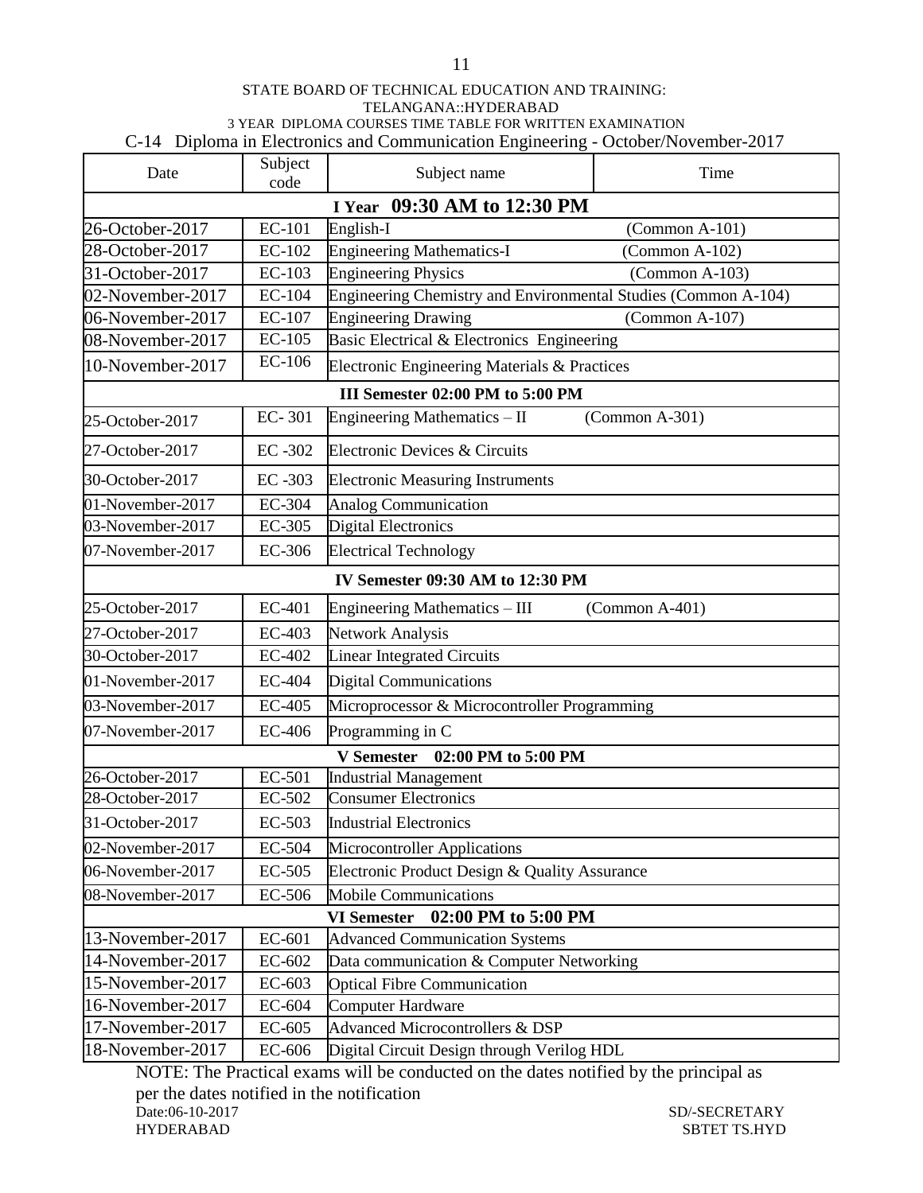STATE BOARD OF TECHNICAL EDUCATION AND TRAINING:
TELANGANA::HYDERABAD
3 YEAR DIPLOMA COURSES TIME TABLE FOR WRITTEN EXAMINATION

C-14 Diploma in Electronics and Communication Engineering - October/November-2017

| Date | Subject code | Subject name | Time |
|---|---|---|---|
| **I Year 09:30 AM to 12:30 PM** | | | |
| 26-October-2017 | EC-101 | English-I | (Common A-101) |
| 28-October-2017 | EC-102 | Engineering Mathematics-I | (Common A-102) |
| 31-October-2017 | EC-103 | Engineering Physics | (Common A-103) |
| 02-November-2017 | EC-104 | Engineering Chemistry and Environmental Studies (Common A-104) | |
| 06-November-2017 | EC-107 | Engineering Drawing | (Common A-107) |
| 08-November-2017 | EC-105 | Basic Electrical & Electronics Engineering | |
| 10-November-2017 | EC-106 | Electronic Engineering Materials & Practices | |
| **III Semester 02:00 PM to 5:00 PM** | | | |
| 25-October-2017 | EC- 301 | Engineering Mathematics – II | (Common A-301) |
| 27-October-2017 | EC -302 | Electronic Devices & Circuits | |
| 30-October-2017 | EC -303 | Electronic Measuring Instruments | |
| 01-November-2017 | EC-304 | Analog Communication | |
| 03-November-2017 | EC-305 | Digital Electronics | |
| 07-November-2017 | EC-306 | Electrical Technology | |
| **IV Semester 09:30 AM to 12:30 PM** | | | |
| 25-October-2017 | EC-401 | Engineering Mathematics – III | (Common A-401) |
| 27-October-2017 | EC-403 | Network Analysis | |
| 30-October-2017 | EC-402 | Linear Integrated Circuits | |
| 01-November-2017 | EC-404 | Digital Communications | |
| 03-November-2017 | EC-405 | Microprocessor & Microcontroller Programming | |
| 07-November-2017 | EC-406 | Programming in C | |
| **V Semester 02:00 PM to 5:00 PM** | | | |
| 26-October-2017 | EC-501 | Industrial Management | |
| 28-October-2017 | EC-502 | Consumer Electronics | |
| 31-October-2017 | EC-503 | Industrial Electronics | |
| 02-November-2017 | EC-504 | Microcontroller Applications | |
| 06-November-2017 | EC-505 | Electronic Product Design & Quality Assurance | |
| 08-November-2017 | EC-506 | Mobile Communications | |
| **VI Semester 02:00 PM to 5:00 PM** | | | |
| 13-November-2017 | EC-601 | Advanced Communication Systems | |
| 14-November-2017 | EC-602 | Data communication & Computer Networking | |
| 15-November-2017 | EC-603 | Optical Fibre Communication | |
| 16-November-2017 | EC-604 | Computer Hardware | |
| 17-November-2017 | EC-605 | Advanced Microcontrollers & DSP | |
| 18-November-2017 | EC-606 | Digital Circuit Design through Verilog HDL | |

NOTE: The Practical exams will be conducted on the dates notified by the principal as per the dates notified in the notification

Date:06-10-2017
HYDERABAD

SD/-SECRETARY
SBTET TS.HYD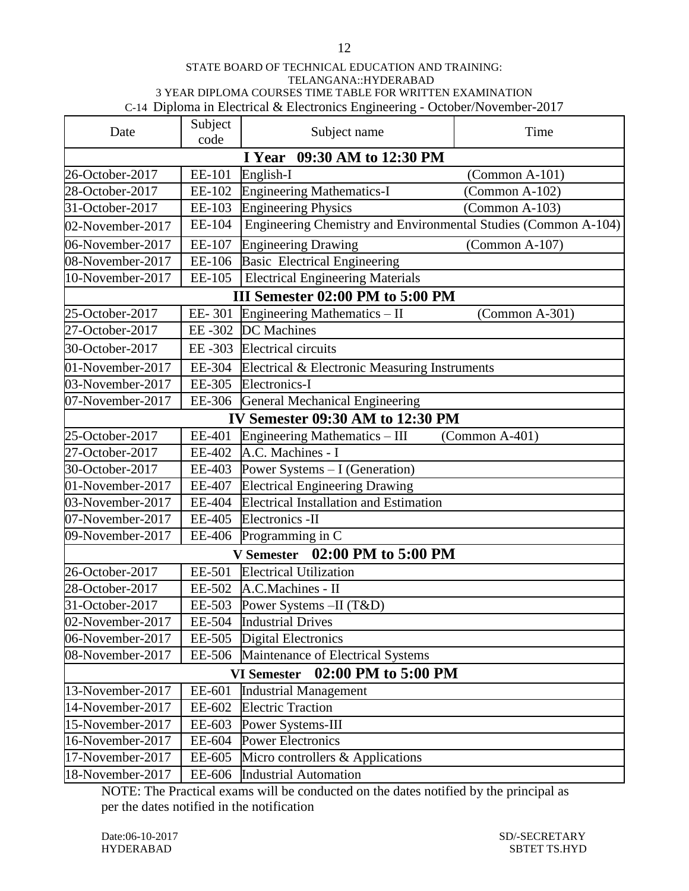STATE BOARD OF TECHNICAL EDUCATION AND TRAINING:
TELANGANA::HYDERABAD
3 YEAR DIPLOMA COURSES TIME TABLE FOR WRITTEN EXAMINATION
C-14 Diploma in Electrical & Electronics Engineering - October/November-2017

| Date | Subject code | Subject name | Time |
|---|---|---|---|
| **I Year 09:30 AM to 12:30 PM** | | | |
| 26-October-2017 | EE-101 | English-I | (Common A-101) |
| 28-October-2017 | EE-102 | Engineering Mathematics-I | (Common A-102) |
| 31-October-2017 | EE-103 | Engineering Physics | (Common A-103) |
| 02-November-2017 | EE-104 | Engineering Chemistry and Environmental Studies (Common A-104) | |
| 06-November-2017 | EE-107 | Engineering Drawing | (Common A-107) |
| 08-November-2017 | EE-106 | Basic Electrical Engineering | |
| 10-November-2017 | EE-105 | Electrical Engineering Materials | |
| **III Semester 02:00 PM to 5:00 PM** | | | |
| 25-October-2017 | EE- 301 | Engineering Mathematics – II | (Common A-301) |
| 27-October-2017 | EE -302 | DC Machines | |
| 30-October-2017 | EE -303 | Electrical circuits | |
| 01-November-2017 | EE-304 | Electrical & Electronic Measuring Instruments | |
| 03-November-2017 | EE-305 | Electronics-I | |
| 07-November-2017 | EE-306 | General Mechanical Engineering | |
| **IV Semester 09:30 AM to 12:30 PM** | | | |
| 25-October-2017 | EE-401 | Engineering Mathematics – III | (Common A-401) |
| 27-October-2017 | EE-402 | A.C. Machines - I | |
| 30-October-2017 | EE-403 | Power Systems – I (Generation) | |
| 01-November-2017 | EE-407 | Electrical Engineering Drawing | |
| 03-November-2017 | EE-404 | Electrical Installation and Estimation | |
| 07-November-2017 | EE-405 | Electronics -II | |
| 09-November-2017 | EE-406 | Programming in C | |
| **V Semester 02:00 PM to 5:00 PM** | | | |
| 26-October-2017 | EE-501 | Electrical Utilization | |
| 28-October-2017 | EE-502 | A.C.Machines - II | |
| 31-October-2017 | EE-503 | Power Systems –II (T&D) | |
| 02-November-2017 | EE-504 | Industrial Drives | |
| 06-November-2017 | EE-505 | Digital Electronics | |
| 08-November-2017 | EE-506 | Maintenance of Electrical Systems | |
| **VI Semester 02:00 PM to 5:00 PM** | | | |
| 13-November-2017 | EE-601 | Industrial Management | |
| 14-November-2017 | EE-602 | Electric Traction | |
| 15-November-2017 | EE-603 | Power Systems-III | |
| 16-November-2017 | EE-604 | Power Electronics | |
| 17-November-2017 | EE-605 | Micro controllers & Applications | |
| 18-November-2017 | EE-606 | Industrial Automation | |

NOTE: The Practical exams will be conducted on the dates notified by the principal as per the dates notified in the notification

Date:06-10-2017
HYDERABAD

SD/-SECRETARY
SBTET TS.HYD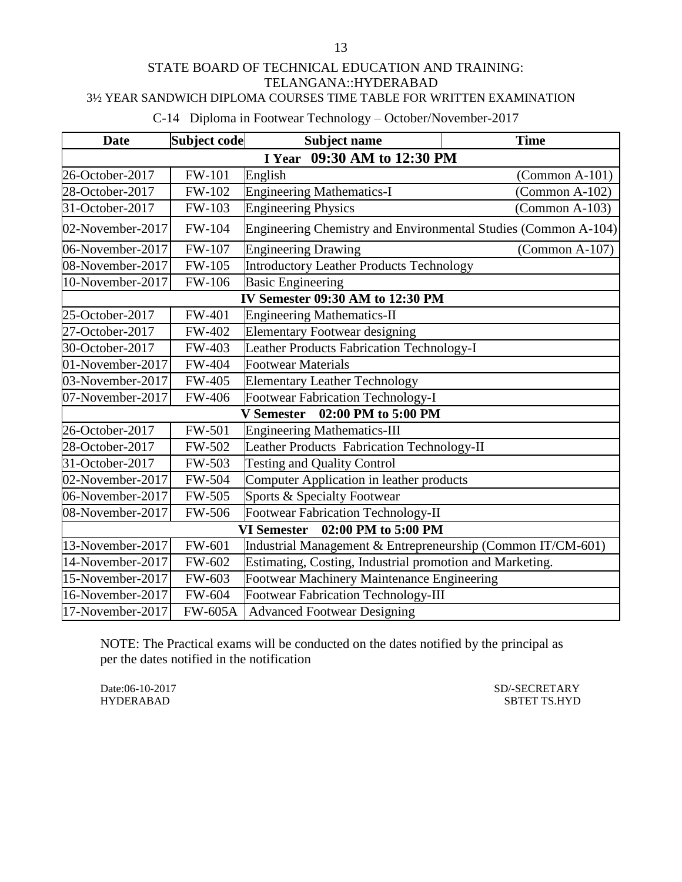# STATE BOARD OF TECHNICAL EDUCATION AND TRAINING: TELANGANA::HYDERABAD

## 3½ YEAR SANDWICH DIPLOMA COURSES TIME TABLE FOR WRITTEN EXAMINATION

### C-14 Diploma in Footwear Technology – October/November-2017

| Date | Subject code | Subject name | Time |
|---|---|---|---|
| **I Year 09:30 AM to 12:30 PM** | | | |
| 26-October-2017 | FW-101 | English | (Common A-101) |
| 28-October-2017 | FW-102 | Engineering Mathematics-I | (Common A-102) |
| 31-October-2017 | FW-103 | Engineering Physics | (Common A-103) |
| 02-November-2017 | FW-104 | Engineering Chemistry and Environmental Studies (Common A-104) | |
| 06-November-2017 | FW-107 | Engineering Drawing | (Common A-107) |
| 08-November-2017 | FW-105 | Introductory Leather Products Technology | |
| 10-November-2017 | FW-106 | Basic Engineering | |
| **IV Semester 09:30 AM to 12:30 PM** | | | |
| 25-October-2017 | FW-401 | Engineering Mathematics-II | |
| 27-October-2017 | FW-402 | Elementary Footwear designing | |
| 30-October-2017 | FW-403 | Leather Products Fabrication Technology-I | |
| 01-November-2017 | FW-404 | Footwear Materials | |
| 03-November-2017 | FW-405 | Elementary Leather Technology | |
| 07-November-2017 | FW-406 | Footwear Fabrication Technology-I | |
| **V Semester 02:00 PM to 5:00 PM** | | | |
| 26-October-2017 | FW-501 | Engineering Mathematics-III | |
| 28-October-2017 | FW-502 | Leather Products Fabrication Technology-II | |
| 31-October-2017 | FW-503 | Testing and Quality Control | |
| 02-November-2017 | FW-504 | Computer Application in leather products | |
| 06-November-2017 | FW-505 | Sports & Specialty Footwear | |
| 08-November-2017 | FW-506 | Footwear Fabrication Technology-II | |
| **VI Semester 02:00 PM to 5:00 PM** | | | |
| 13-November-2017 | FW-601 | Industrial Management & Entrepreneurship (Common IT/CM-601) | |
| 14-November-2017 | FW-602 | Estimating, Costing, Industrial promotion and Marketing. | |
| 15-November-2017 | FW-603 | Footwear Machinery Maintenance Engineering | |
| 16-November-2017 | FW-604 | Footwear Fabrication Technology-III | |
| 17-November-2017 | FW-605A | Advanced Footwear Designing | |

NOTE: The Practical exams will be conducted on the dates notified by the principal as per the dates notified in the notification

Date:06-10-2017
HYDERABAD

SD/-SECRETARY
SBTET TS.HYD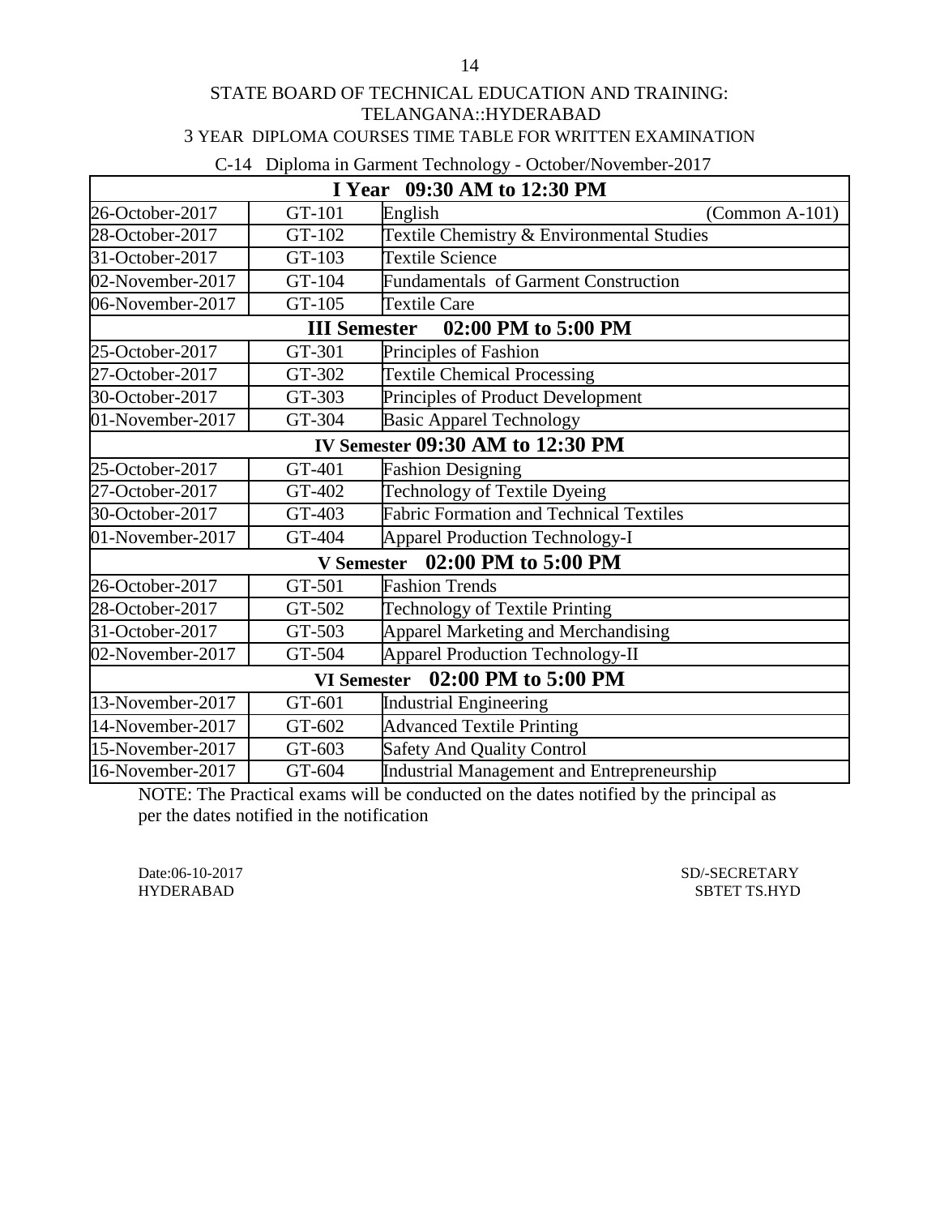STATE BOARD OF TECHNICAL EDUCATION AND TRAINING: TELANGANA::HYDERABAD

3 YEAR DIPLOMA COURSES TIME TABLE FOR WRITTEN EXAMINATION

C-14 Diploma in Garment Technology - October/November-2017

| **I Year 09:30 AM to 12:30 PM** | | |
|---|---|---|
| 26-October-2017 | GT-101 | English (Common A-101) |
| 28-October-2017 | GT-102 | Textile Chemistry & Environmental Studies |
| 31-October-2017 | GT-103 | Textile Science |
| 02-November-2017 | GT-104 | Fundamentals of Garment Construction |
| 06-November-2017 | GT-105 | Textile Care |
| **III Semester 02:00 PM to 5:00 PM** | | |
| 25-October-2017 | GT-301 | Principles of Fashion |
| 27-October-2017 | GT-302 | Textile Chemical Processing |
| 30-October-2017 | GT-303 | Principles of Product Development |
| 01-November-2017 | GT-304 | Basic Apparel Technology |
| **IV Semester 09:30 AM to 12:30 PM** | | |
| 25-October-2017 | GT-401 | Fashion Designing |
| 27-October-2017 | GT-402 | Technology of Textile Dyeing |
| 30-October-2017 | GT-403 | Fabric Formation and Technical Textiles |
| 01-November-2017 | GT-404 | Apparel Production Technology-I |
| **V Semester 02:00 PM to 5:00 PM** | | |
| 26-October-2017 | GT-501 | Fashion Trends |
| 28-October-2017 | GT-502 | Technology of Textile Printing |
| 31-October-2017 | GT-503 | Apparel Marketing and Merchandising |
| 02-November-2017 | GT-504 | Apparel Production Technology-II |
| **VI Semester 02:00 PM to 5:00 PM** | | |
| 13-November-2017 | GT-601 | Industrial Engineering |
| 14-November-2017 | GT-602 | Advanced Textile Printing |
| 15-November-2017 | GT-603 | Safety And Quality Control |
| 16-November-2017 | GT-604 | Industrial Management and Entrepreneurship |

NOTE: The Practical exams will be conducted on the dates notified by the principal as per the dates notified in the notification

Date:06-10-2017
HYDERABAD

SD/-SECRETARY
SBTET TS.HYD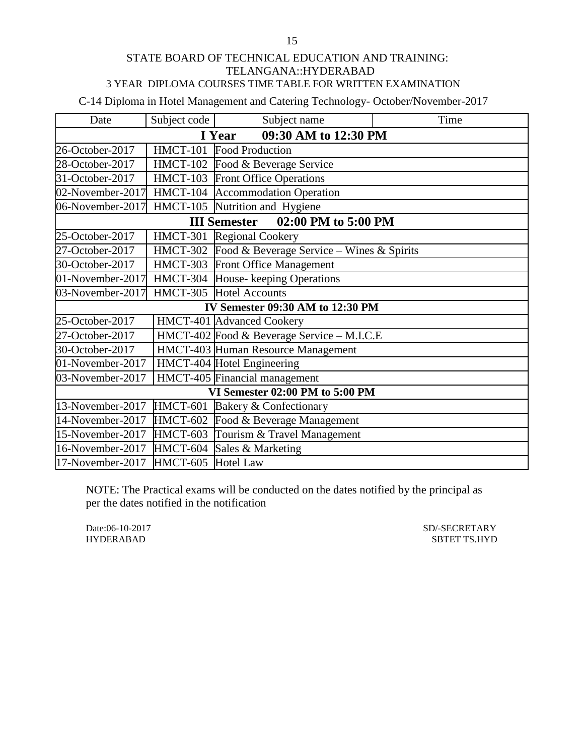STATE BOARD OF TECHNICAL EDUCATION AND TRAINING: TELANGANA::HYDERABAD

3 YEAR DIPLOMA COURSES TIME TABLE FOR WRITTEN EXAMINATION

C-14 Diploma in Hotel Management and Catering Technology- October/November-2017

| Date | Subject code | Subject name | Time |
|---|---|---|---|
| **I Year 09:30 AM to 12:30 PM** | | | |
| 26-October-2017 | HMCT-101 | Food Production | |
| 28-October-2017 | HMCT-102 | Food & Beverage Service | |
| 31-October-2017 | HMCT-103 | Front Office Operations | |
| 02-November-2017 | HMCT-104 | Accommodation Operation | |
| 06-November-2017 | HMCT-105 | Nutrition and Hygiene | |
| **III Semester 02:00 PM to 5:00 PM** | | | |
| 25-October-2017 | HMCT-301 | Regional Cookery | |
| 27-October-2017 | HMCT-302 | Food & Beverage Service – Wines & Spirits | |
| 30-October-2017 | HMCT-303 | Front Office Management | |
| 01-November-2017 | HMCT-304 | House- keeping Operations | |
| 03-November-2017 | HMCT-305 | Hotel Accounts | |
| **IV Semester 09:30 AM to 12:30 PM** | | | |
| 25-October-2017 | HMCT-401 | Advanced Cookery | |
| 27-October-2017 | HMCT-402 | Food & Beverage Service – M.I.C.E | |
| 30-October-2017 | HMCT-403 | Human Resource Management | |
| 01-November-2017 | HMCT-404 | Hotel Engineering | |
| 03-November-2017 | HMCT-405 | Financial management | |
| **VI Semester 02:00 PM to 5:00 PM** | | | |
| 13-November-2017 | HMCT-601 | Bakery & Confectionary | |
| 14-November-2017 | HMCT-602 | Food & Beverage Management | |
| 15-November-2017 | HMCT-603 | Tourism & Travel Management | |
| 16-November-2017 | HMCT-604 | Sales & Marketing | |
| 17-November-2017 | HMCT-605 | Hotel Law | |

NOTE: The Practical exams will be conducted on the dates notified by the principal as per the dates notified in the notification

Date:06-10-2017
HYDERABAD

SD/-SECRETARY
SBTET TS.HYD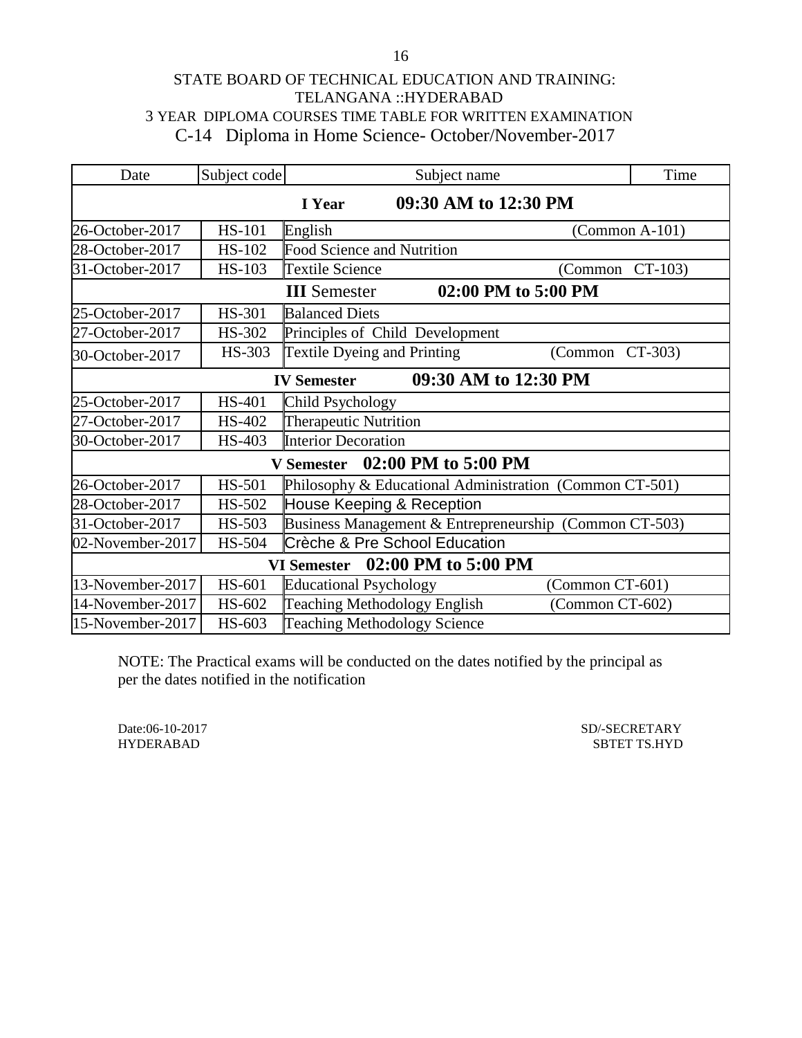# STATE BOARD OF TECHNICAL EDUCATION AND TRAINING: TELANGANA ::HYDERABAD

## 3 YEAR DIPLOMA COURSES TIME TABLE FOR WRITTEN EXAMINATION

## C-14 Diploma in Home Science- October/November-2017

| Date | Subject code | Subject name | Time |
|---|---|---|---|
| **I Year 09:30 AM to 12:30 PM** | | | |
| 26-October-2017 | HS-101 | English (Common A-101) | |
| 28-October-2017 | HS-102 | Food Science and Nutrition | |
| 31-October-2017 | HS-103 | Textile Science (Common CT-103) | |
| **III Semester 02:00 PM to 5:00 PM** | | | |
| 25-October-2017 | HS-301 | Balanced Diets | |
| 27-October-2017 | HS-302 | Principles of Child Development | |
| 30-October-2017 | HS-303 | Textile Dyeing and Printing (Common CT-303) | |
| **IV Semester 09:30 AM to 12:30 PM** | | | |
| 25-October-2017 | HS-401 | Child Psychology | |
| 27-October-2017 | HS-402 | Therapeutic Nutrition | |
| 30-October-2017 | HS-403 | Interior Decoration | |
| **V Semester 02:00 PM to 5:00 PM** | | | |
| 26-October-2017 | HS-501 | Philosophy & Educational Administration (Common CT-501) | |
| 28-October-2017 | HS-502 | House Keeping & Reception | |
| 31-October-2017 | HS-503 | Business Management & Entrepreneurship (Common CT-503) | |
| 02-November-2017 | HS-504 | Crèche & Pre School Education | |
| **VI Semester 02:00 PM to 5:00 PM** | | | |
| 13-November-2017 | HS-601 | Educational Psychology (Common CT-601) | |
| 14-November-2017 | HS-602 | Teaching Methodology English (Common CT-602) | |
| 15-November-2017 | HS-603 | Teaching Methodology Science | |

NOTE: The Practical exams will be conducted on the dates notified by the principal as per the dates notified in the notification

Date:06-10-2017
HYDERABAD

SD/-SECRETARY
SBTET TS.HYD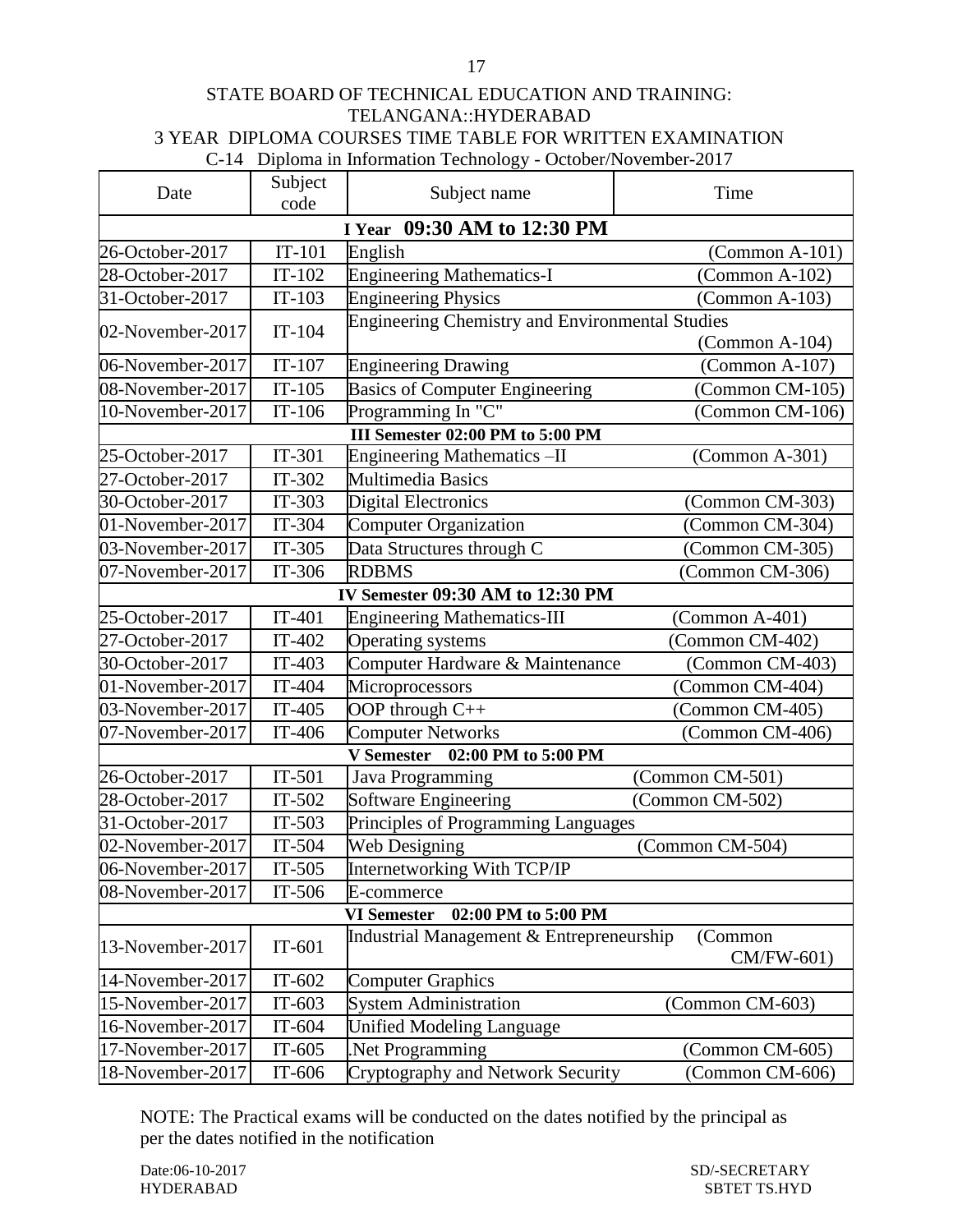STATE BOARD OF TECHNICAL EDUCATION AND TRAINING: TELANGANA::HYDERABAD

3 YEAR DIPLOMA COURSES TIME TABLE FOR WRITTEN EXAMINATION

C-14 Diploma in Information Technology - October/November-2017

| Date | Subject code | Subject name | Time |
|---|---|---|---|
| **I Year 09:30 AM to 12:30 PM** | | | |
| 26-October-2017 | IT-101 | English | (Common A-101) |
| 28-October-2017 | IT-102 | Engineering Mathematics-I | (Common A-102) |
| 31-October-2017 | IT-103 | Engineering Physics | (Common A-103) |
| 02-November-2017 | IT-104 | Engineering Chemistry and Environmental Studies | (Common A-104) |
| 06-November-2017 | IT-107 | Engineering Drawing | (Common A-107) |
| 08-November-2017 | IT-105 | Basics of Computer Engineering | (Common CM-105) |
| 10-November-2017 | IT-106 | Programming In "C" | (Common CM-106) |
| **III Semester 02:00 PM to 5:00 PM** | | | |
| 25-October-2017 | IT-301 | Engineering Mathematics –II | (Common A-301) |
| 27-October-2017 | IT-302 | Multimedia Basics | |
| 30-October-2017 | IT-303 | Digital Electronics | (Common CM-303) |
| 01-November-2017 | IT-304 | Computer Organization | (Common CM-304) |
| 03-November-2017 | IT-305 | Data Structures through C | (Common CM-305) |
| 07-November-2017 | IT-306 | RDBMS | (Common CM-306) |
| **IV Semester 09:30 AM to 12:30 PM** | | | |
| 25-October-2017 | IT-401 | Engineering Mathematics-III | (Common A-401) |
| 27-October-2017 | IT-402 | Operating systems | (Common CM-402) |
| 30-October-2017 | IT-403 | Computer Hardware & Maintenance | (Common CM-403) |
| 01-November-2017 | IT-404 | Microprocessors | (Common CM-404) |
| 03-November-2017 | IT-405 | OOP through C++ | (Common CM-405) |
| 07-November-2017 | IT-406 | Computer Networks | (Common CM-406) |
| **V Semester 02:00 PM to 5:00 PM** | | | |
| 26-October-2017 | IT-501 | Java Programming | (Common CM-501) |
| 28-October-2017 | IT-502 | Software Engineering | (Common CM-502) |
| 31-October-2017 | IT-503 | Principles of Programming Languages | |
| 02-November-2017 | IT-504 | Web Designing | (Common CM-504) |
| 06-November-2017 | IT-505 | Internetworking With TCP/IP | |
| 08-November-2017 | IT-506 | E-commerce | |
| **VI Semester 02:00 PM to 5:00 PM** | | | |
| 13-November-2017 | IT-601 | Industrial Management & Entrepreneurship | (Common CM/FW-601) |
| 14-November-2017 | IT-602 | Computer Graphics | |
| 15-November-2017 | IT-603 | System Administration | (Common CM-603) |
| 16-November-2017 | IT-604 | Unified Modeling Language | |
| 17-November-2017 | IT-605 | .Net Programming | (Common CM-605) |
| 18-November-2017 | IT-606 | Cryptography and Network Security | (Common CM-606) |

NOTE: The Practical exams will be conducted on the dates notified by the principal as per the dates notified in the notification

Date:06-10-2017
HYDERABAD

SD/-SECRETARY
SBTET TS.HYD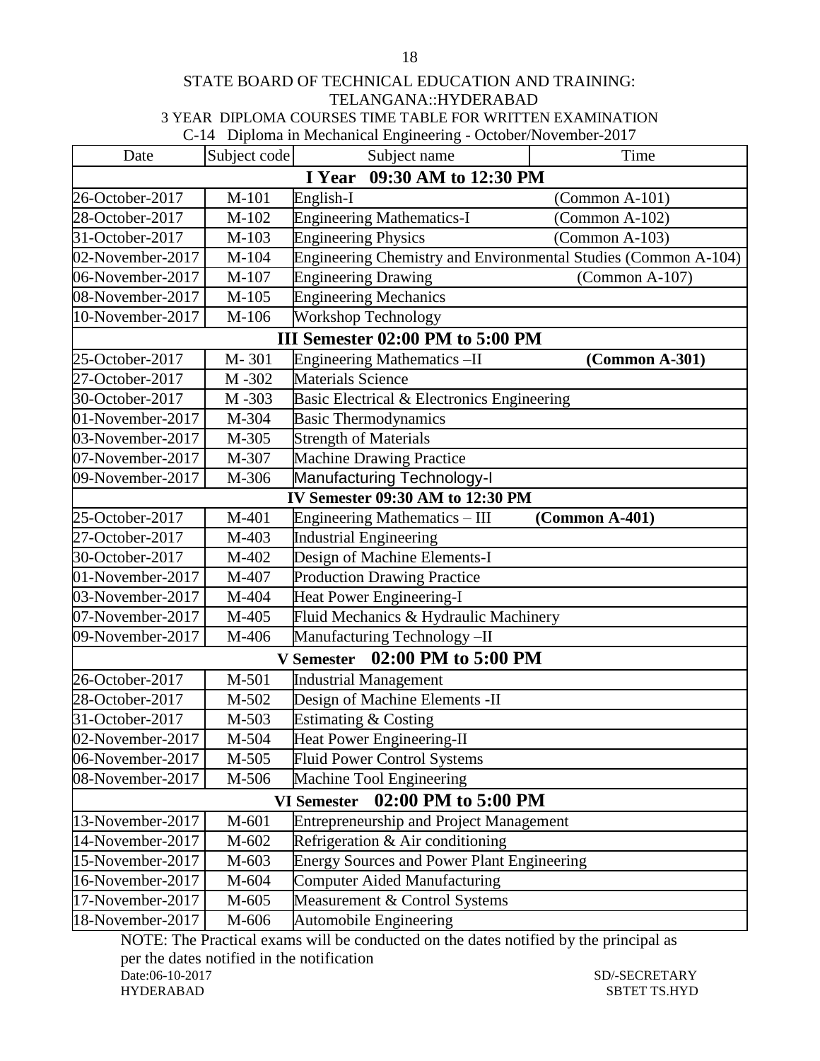STATE BOARD OF TECHNICAL EDUCATION AND TRAINING:
TELANGANA::HYDERABAD

3 YEAR DIPLOMA COURSES TIME TABLE FOR WRITTEN EXAMINATION

C-14 Diploma in Mechanical Engineering - October/November-2017

| Date | Subject code | Subject name | Time |
|---|---|---|---|
| **I Year 09:30 AM to 12:30 PM** | | | |
| 26-October-2017 | M-101 | English-I | (Common A-101) |
| 28-October-2017 | M-102 | Engineering Mathematics-I | (Common A-102) |
| 31-October-2017 | M-103 | Engineering Physics | (Common A-103) |
| 02-November-2017 | M-104 | Engineering Chemistry and Environmental Studies (Common A-104) | |
| 06-November-2017 | M-107 | Engineering Drawing | (Common A-107) |
| 08-November-2017 | M-105 | Engineering Mechanics | |
| 10-November-2017 | M-106 | Workshop Technology | |
| **III Semester 02:00 PM to 5:00 PM** | | | |
| 25-October-2017 | M- 301 | Engineering Mathematics –II | **(Common A-301)** |
| 27-October-2017 | M -302 | Materials Science | |
| 30-October-2017 | M -303 | Basic Electrical & Electronics Engineering | |
| 01-November-2017 | M-304 | Basic Thermodynamics | |
| 03-November-2017 | M-305 | Strength of Materials | |
| 07-November-2017 | M-307 | Machine Drawing Practice | |
| 09-November-2017 | M-306 | Manufacturing Technology-I | |
| **IV Semester 09:30 AM to 12:30 PM** | | | |
| 25-October-2017 | M-401 | Engineering Mathematics – III | **(Common A-401)** |
| 27-October-2017 | M-403 | Industrial Engineering | |
| 30-October-2017 | M-402 | Design of Machine Elements-I | |
| 01-November-2017 | M-407 | Production Drawing Practice | |
| 03-November-2017 | M-404 | Heat Power Engineering-I | |
| 07-November-2017 | M-405 | Fluid Mechanics & Hydraulic Machinery | |
| 09-November-2017 | M-406 | Manufacturing Technology –II | |
| **V Semester 02:00 PM to 5:00 PM** | | | |
| 26-October-2017 | M-501 | Industrial Management | |
| 28-October-2017 | M-502 | Design of Machine Elements -II | |
| 31-October-2017 | M-503 | Estimating & Costing | |
| 02-November-2017 | M-504 | Heat Power Engineering-II | |
| 06-November-2017 | M-505 | Fluid Power Control Systems | |
| 08-November-2017 | M-506 | Machine Tool Engineering | |
| **VI Semester 02:00 PM to 5:00 PM** | | | |
| 13-November-2017 | M-601 | Entrepreneurship and Project Management | |
| 14-November-2017 | M-602 | Refrigeration & Air conditioning | |
| 15-November-2017 | M-603 | Energy Sources and Power Plant Engineering | |
| 16-November-2017 | M-604 | Computer Aided Manufacturing | |
| 17-November-2017 | M-605 | Measurement & Control Systems | |
| 18-November-2017 | M-606 | Automobile Engineering | |

NOTE: The Practical exams will be conducted on the dates notified by the principal as per the dates notified in the notification

Date:06-10-2017
HYDERABAD

SD/-SECRETARY
SBTET TS.HYD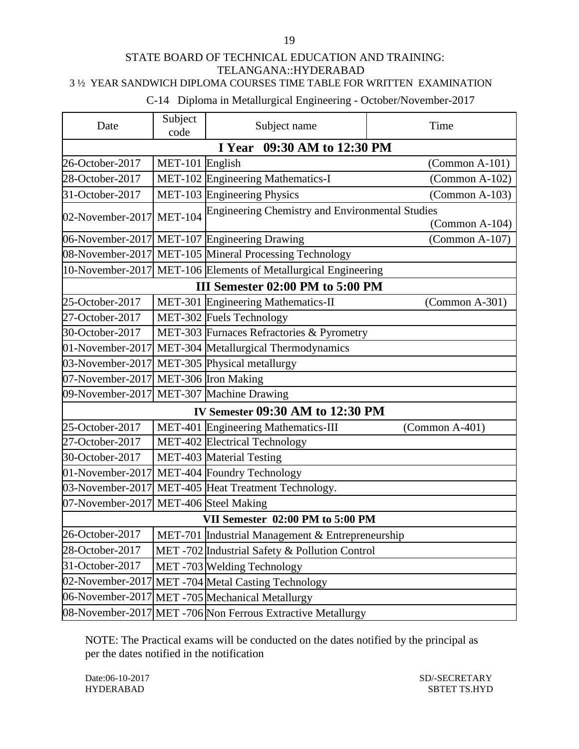STATE BOARD OF TECHNICAL EDUCATION AND TRAINING: TELANGANA::HYDERABAD

3 ½ YEAR SANDWICH DIPLOMA COURSES TIME TABLE FOR WRITTEN EXAMINATION

C-14 Diploma in Metallurgical Engineering - October/November-2017

| Date | Subject code | Subject name | Time |
|---|---|---|---|
| **I Year 09:30 AM to 12:30 PM** | | | |
| 26-October-2017 | MET-101 | English | (Common A-101) |
| 28-October-2017 | MET-102 | Engineering Mathematics-I | (Common A-102) |
| 31-October-2017 | MET-103 | Engineering Physics | (Common A-103) |
| 02-November-2017 | MET-104 | Engineering Chemistry and Environmental Studies | (Common A-104) |
| 06-November-2017 | MET-107 | Engineering Drawing | (Common A-107) |
| 08-November-2017 | MET-105 | Mineral Processing Technology | |
| 10-November-2017 | MET-106 | Elements of Metallurgical Engineering | |
| **III Semester 02:00 PM to 5:00 PM** | | | |
| 25-October-2017 | MET-301 | Engineering Mathematics-II | (Common A-301) |
| 27-October-2017 | MET-302 | Fuels Technology | |
| 30-October-2017 | MET-303 | Furnaces Refractories & Pyrometry | |
| 01-November-2017 | MET-304 | Metallurgical Thermodynamics | |
| 03-November-2017 | MET-305 | Physical metallurgy | |
| 07-November-2017 | MET-306 | Iron Making | |
| 09-November-2017 | MET-307 | Machine Drawing | |
| **IV Semester 09:30 AM to 12:30 PM** | | | |
| 25-October-2017 | MET-401 | Engineering Mathematics-III | (Common A-401) |
| 27-October-2017 | MET-402 | Electrical Technology | |
| 30-October-2017 | MET-403 | Material Testing | |
| 01-November-2017 | MET-404 | Foundry Technology | |
| 03-November-2017 | MET-405 | Heat Treatment Technology. | |
| 07-November-2017 | MET-406 | Steel Making | |
| **VII Semester 02:00 PM to 5:00 PM** | | | |
| 26-October-2017 | MET-701 | Industrial Management & Entrepreneurship | |
| 28-October-2017 | MET -702 | Industrial Safety & Pollution Control | |
| 31-October-2017 | MET -703 | Welding Technology | |
| 02-November-2017 | MET -704 | Metal Casting Technology | |
| 06-November-2017 | MET -705 | Mechanical Metallurgy | |
| 08-November-2017 | MET -706 | Non Ferrous Extractive Metallurgy | |

NOTE: The Practical exams will be conducted on the dates notified by the principal as per the dates notified in the notification

Date:06-10-2017
HYDERABAD

SD/-SECRETARY
SBTET TS.HYD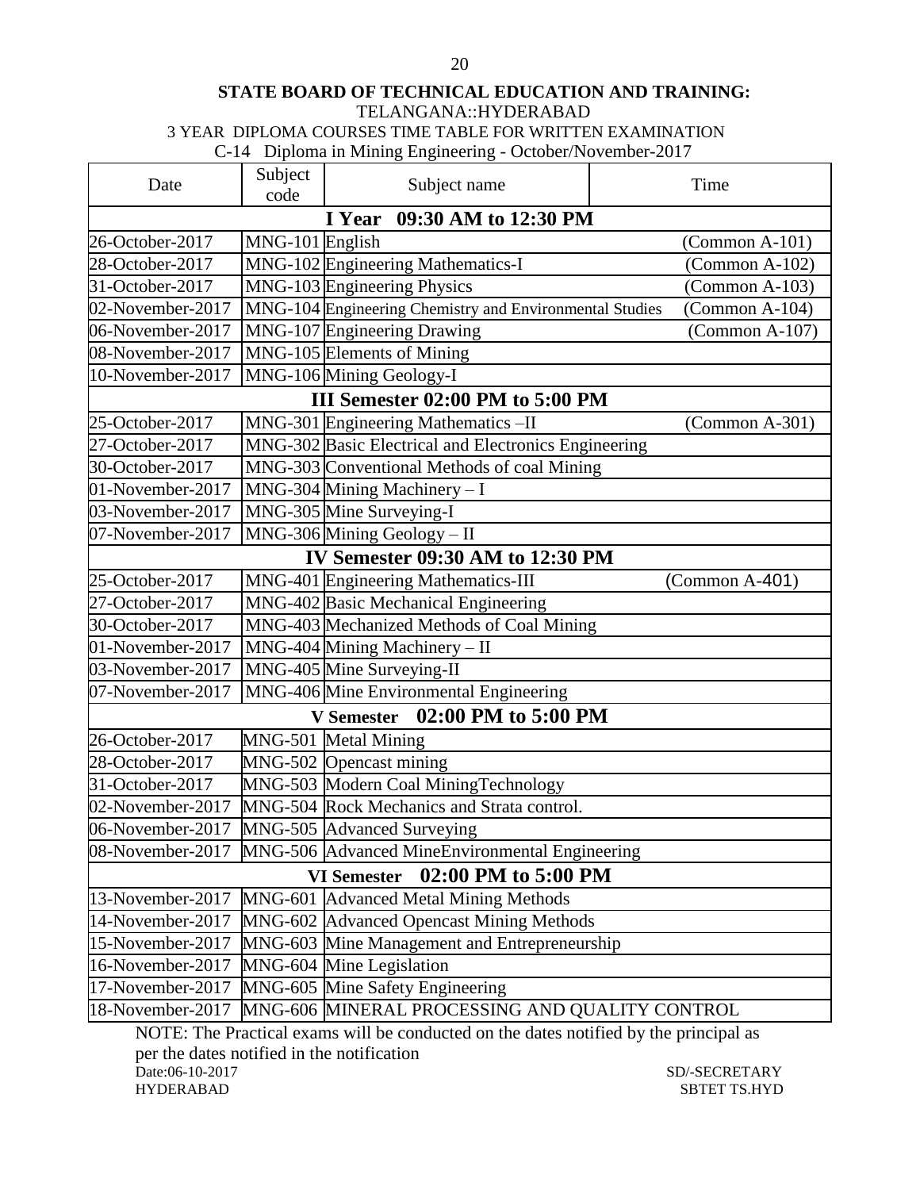**STATE BOARD OF TECHNICAL EDUCATION AND TRAINING:**

TELANGANA::HYDERABAD

3 YEAR DIPLOMA COURSES TIME TABLE FOR WRITTEN EXAMINATION

C-14 Diploma in Mining Engineering - October/November-2017

| Date | Subject code | Subject name | Time |
|---|---|---|---|
| **I Year 09:30 AM to 12:30 PM** | | | |
| 26-October-2017 | MNG-101 | English | (Common A-101) |
| 28-October-2017 | MNG-102 | Engineering Mathematics-I | (Common A-102) |
| 31-October-2017 | MNG-103 | Engineering Physics | (Common A-103) |
| 02-November-2017 | MNG-104 | Engineering Chemistry and Environmental Studies | (Common A-104) |
| 06-November-2017 | MNG-107 | Engineering Drawing | (Common A-107) |
| 08-November-2017 | MNG-105 | Elements of Mining | |
| 10-November-2017 | MNG-106 | Mining Geology-I | |
| **III Semester 02:00 PM to 5:00 PM** | | | |
| 25-October-2017 | MNG-301 | Engineering Mathematics –II | (Common A-301) |
| 27-October-2017 | MNG-302 | Basic Electrical and Electronics Engineering | |
| 30-October-2017 | MNG-303 | Conventional Methods of coal Mining | |
| 01-November-2017 | MNG-304 | Mining Machinery – I | |
| 03-November-2017 | MNG-305 | Mine Surveying-I | |
| 07-November-2017 | MNG-306 | Mining Geology – II | |
| **IV Semester 09:30 AM to 12:30 PM** | | | |
| 25-October-2017 | MNG-401 | Engineering Mathematics-III | (Common A-401) |
| 27-October-2017 | MNG-402 | Basic Mechanical Engineering | |
| 30-October-2017 | MNG-403 | Mechanized Methods of Coal Mining | |
| 01-November-2017 | MNG-404 | Mining Machinery – II | |
| 03-November-2017 | MNG-405 | Mine Surveying-II | |
| 07-November-2017 | MNG-406 | Mine Environmental Engineering | |
| **V Semester 02:00 PM to 5:00 PM** | | | |
| 26-October-2017 | MNG-501 | Metal Mining | |
| 28-October-2017 | MNG-502 | Opencast mining | |
| 31-October-2017 | MNG-503 | Modern Coal MiningTechnology | |
| 02-November-2017 | MNG-504 | Rock Mechanics and Strata control. | |
| 06-November-2017 | MNG-505 | Advanced Surveying | |
| 08-November-2017 | MNG-506 | Advanced MineEnvironmental Engineering | |
| **VI Semester 02:00 PM to 5:00 PM** | | | |
| 13-November-2017 | MNG-601 | Advanced Metal Mining Methods | |
| 14-November-2017 | MNG-602 | Advanced Opencast Mining Methods | |
| 15-November-2017 | MNG-603 | Mine Management and Entrepreneurship | |
| 16-November-2017 | MNG-604 | Mine Legislation | |
| 17-November-2017 | MNG-605 | Mine Safety Engineering | |
| 18-November-2017 | MNG-606 | MINERAL PROCESSING AND QUALITY CONTROL | |

NOTE: The Practical exams will be conducted on the dates notified by the principal as per the dates notified in the notification

Date:06-10-2017
HYDERABAD

SD/-SECRETARY
SBTET TS.HYD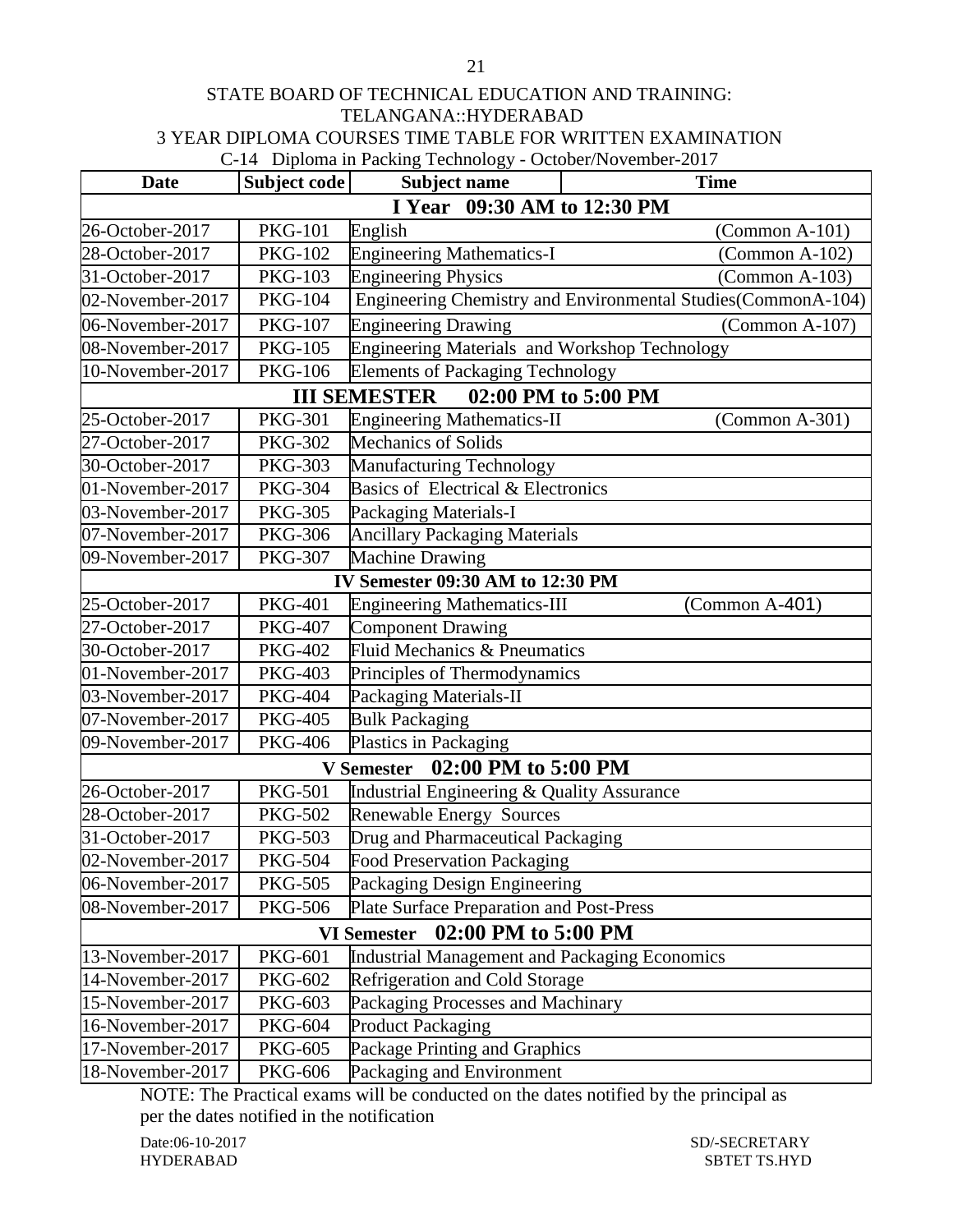STATE BOARD OF TECHNICAL EDUCATION AND TRAINING: TELANGANA::HYDERABAD

3 YEAR DIPLOMA COURSES TIME TABLE FOR WRITTEN EXAMINATION

C-14 Diploma in Packing Technology - October/November-2017

| Date | Subject code | Subject name | Time |
|---|---|---|---|
| **I Year 09:30 AM to 12:30 PM** | | | |
| 26-October-2017 | PKG-101 | English | (Common A-101) |
| 28-October-2017 | PKG-102 | Engineering Mathematics-I | (Common A-102) |
| 31-October-2017 | PKG-103 | Engineering Physics | (Common A-103) |
| 02-November-2017 | PKG-104 | Engineering Chemistry and Environmental Studies | (CommonA-104) |
| 06-November-2017 | PKG-107 | Engineering Drawing | (Common A-107) |
| 08-November-2017 | PKG-105 | Engineering Materials and Workshop Technology | |
| 10-November-2017 | PKG-106 | Elements of Packaging Technology | |
| **III SEMESTER 02:00 PM to 5:00 PM** | | | |
| 25-October-2017 | PKG-301 | Engineering Mathematics-II | (Common A-301) |
| 27-October-2017 | PKG-302 | Mechanics of Solids | |
| 30-October-2017 | PKG-303 | Manufacturing Technology | |
| 01-November-2017 | PKG-304 | Basics of Electrical & Electronics | |
| 03-November-2017 | PKG-305 | Packaging Materials-I | |
| 07-November-2017 | PKG-306 | Ancillary Packaging Materials | |
| 09-November-2017 | PKG-307 | Machine Drawing | |
| **IV Semester 09:30 AM to 12:30 PM** | | | |
| 25-October-2017 | PKG-401 | Engineering Mathematics-III | (Common A-401) |
| 27-October-2017 | PKG-407 | Component Drawing | |
| 30-October-2017 | PKG-402 | Fluid Mechanics & Pneumatics | |
| 01-November-2017 | PKG-403 | Principles of Thermodynamics | |
| 03-November-2017 | PKG-404 | Packaging Materials-II | |
| 07-November-2017 | PKG-405 | Bulk Packaging | |
| 09-November-2017 | PKG-406 | Plastics in Packaging | |
| **V Semester 02:00 PM to 5:00 PM** | | | |
| 26-October-2017 | PKG-501 | Industrial Engineering & Quality Assurance | |
| 28-October-2017 | PKG-502 | Renewable Energy Sources | |
| 31-October-2017 | PKG-503 | Drug and Pharmaceutical Packaging | |
| 02-November-2017 | PKG-504 | Food Preservation Packaging | |
| 06-November-2017 | PKG-505 | Packaging Design Engineering | |
| 08-November-2017 | PKG-506 | Plate Surface Preparation and Post-Press | |
| **VI Semester 02:00 PM to 5:00 PM** | | | |
| 13-November-2017 | PKG-601 | Industrial Management and Packaging Economics | |
| 14-November-2017 | PKG-602 | Refrigeration and Cold Storage | |
| 15-November-2017 | PKG-603 | Packaging Processes and Machinary | |
| 16-November-2017 | PKG-604 | Product Packaging | |
| 17-November-2017 | PKG-605 | Package Printing and Graphics | |
| 18-November-2017 | PKG-606 | Packaging and Environment | |

NOTE: The Practical exams will be conducted on the dates notified by the principal as per the dates notified in the notification

Date:06-10-2017
HYDERABAD

SD/-SECRETARY
SBTET TS.HYD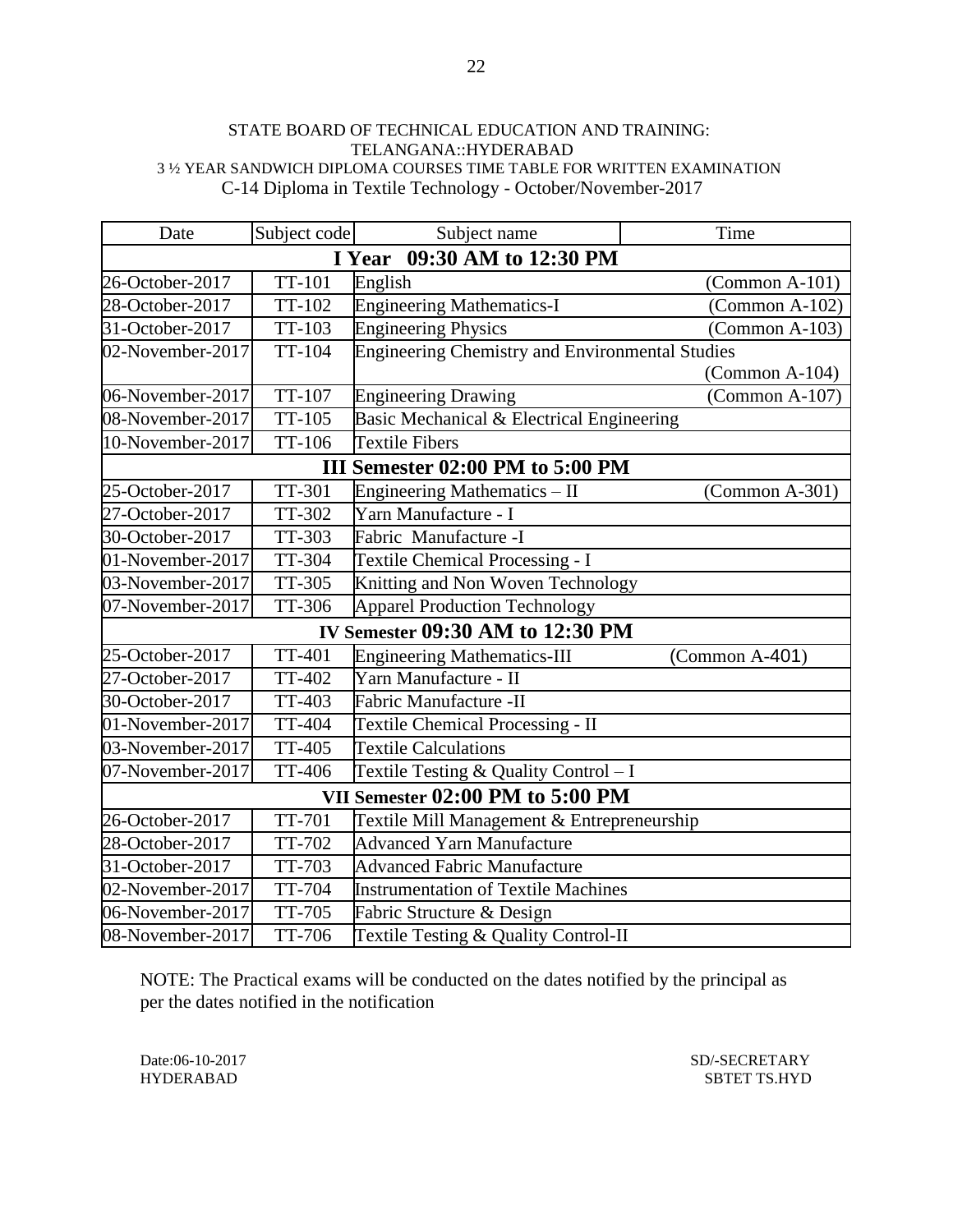STATE BOARD OF TECHNICAL EDUCATION AND TRAINING:
TELANGANA::HYDERABAD
3 ½ YEAR SANDWICH DIPLOMA COURSES TIME TABLE FOR WRITTEN EXAMINATION
C-14 Diploma in Textile Technology - October/November-2017

| Date | Subject code | Subject name | Time |
|---|---|---|---|
| **I Year 09:30 AM to 12:30 PM** | | | |
| 26-October-2017 | TT-101 | English | (Common A-101) |
| 28-October-2017 | TT-102 | Engineering Mathematics-I | (Common A-102) |
| 31-October-2017 | TT-103 | Engineering Physics | (Common A-103) |
| 02-November-2017 | TT-104 | Engineering Chemistry and Environmental Studies | (Common A-104) |
| 06-November-2017 | TT-107 | Engineering Drawing | (Common A-107) |
| 08-November-2017 | TT-105 | Basic Mechanical & Electrical Engineering | |
| 10-November-2017 | TT-106 | Textile Fibers | |
| **III Semester 02:00 PM to 5:00 PM** | | | |
| 25-October-2017 | TT-301 | Engineering Mathematics – II | (Common A-301) |
| 27-October-2017 | TT-302 | Yarn Manufacture - I | |
| 30-October-2017 | TT-303 | Fabric Manufacture -I | |
| 01-November-2017 | TT-304 | Textile Chemical Processing - I | |
| 03-November-2017 | TT-305 | Knitting and Non Woven Technology | |
| 07-November-2017 | TT-306 | Apparel Production Technology | |
| **IV Semester 09:30 AM to 12:30 PM** | | | |
| 25-October-2017 | TT-401 | Engineering Mathematics-III | (Common A-401) |
| 27-October-2017 | TT-402 | Yarn Manufacture - II | |
| 30-October-2017 | TT-403 | Fabric Manufacture -II | |
| 01-November-2017 | TT-404 | Textile Chemical Processing - II | |
| 03-November-2017 | TT-405 | Textile Calculations | |
| 07-November-2017 | TT-406 | Textile Testing & Quality Control – I | |
| **VII Semester 02:00 PM to 5:00 PM** | | | |
| 26-October-2017 | TT-701 | Textile Mill Management & Entrepreneurship | |
| 28-October-2017 | TT-702 | Advanced Yarn Manufacture | |
| 31-October-2017 | TT-703 | Advanced Fabric Manufacture | |
| 02-November-2017 | TT-704 | Instrumentation of Textile Machines | |
| 06-November-2017 | TT-705 | Fabric Structure & Design | |
| 08-November-2017 | TT-706 | Textile Testing & Quality Control-II | |

NOTE: The Practical exams will be conducted on the dates notified by the principal as per the dates notified in the notification

Date:06-10-2017
HYDERABAD

SD/-SECRETARY
SBTET TS.HYD